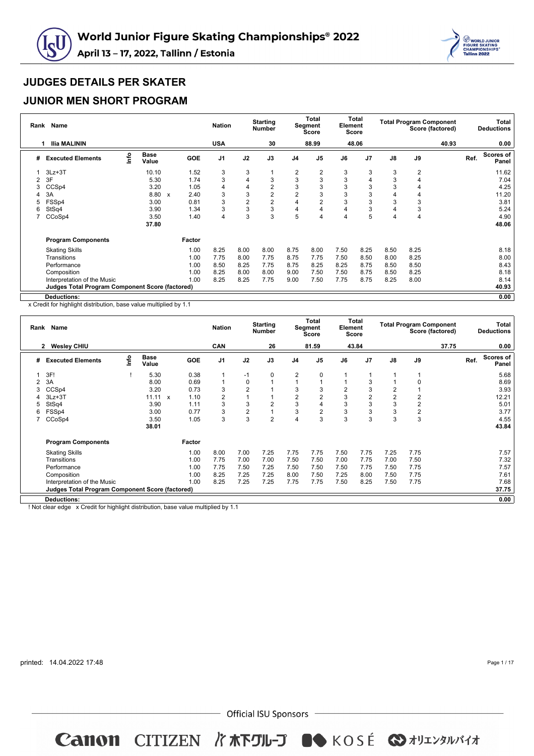# World Junior Figure Skating Championships® 2022

**April 13 – 17, 2022, Tallinn / Estonia**

## JUDGES DETAILS PER SKATER

## JUNIOR MEN SHORT PROGRAM

| Rank | Name | Nation | Starting Number | Total Segment Score | Total Element Score | Total Program Component Score (factored) | Total Deductions |
|---|---|---|---|---|---|---|---|
| 1 | Ilia MALININ | USA | 30 | 88.99 | 48.06 | 40.93 | 0.00 |

| # | Executed Elements | Info | Base Value | | GOE | J1 | J2 | J3 | J4 | J5 | J6 | J7 | J8 | J9 | Ref. | Scores of Panel |
|---|---|---|---|---|---|---|---|---|---|---|---|---|---|---|---|---|
| 1 | 3Lz+3T | | 10.10 | | 1.52 | 3 | 3 | 1 | 2 | 2 | 3 | 3 | 3 | 2 | | 11.62 |
| 2 | 3F | | 5.30 | | 1.74 | 3 | 4 | 3 | 3 | 3 | 3 | 4 | 3 | 4 | | 7.04 |
| 3 | CCSp4 | | 3.20 | | 1.05 | 4 | 4 | 2 | 3 | 3 | 3 | 3 | 3 | 4 | | 4.25 |
| 4 | 3A | | 8.80 | x | 2.40 | 3 | 3 | 2 | 2 | 3 | 3 | 3 | 4 | 4 | | 11.20 |
| 5 | FSSp4 | | 3.00 | | 0.81 | 3 | 2 | 2 | 4 | 2 | 3 | 3 | 3 | 3 | | 3.81 |
| 6 | StSq4 | | 3.90 | | 1.34 | 3 | 3 | 3 | 4 | 4 | 4 | 3 | 4 | 3 | | 5.24 |
| 7 | CCoSp4 | | 3.50 | | 1.40 | 4 | 3 | 3 | 5 | 4 | 4 | 5 | 4 | 4 | | 4.90 |
| | | | 37.80 | | | | | | | | | | | | | 48.06 |

| Program Components | Factor | J1 | J2 | J3 | J4 | J5 | J6 | J7 | J8 | J9 | Scores of Panel |
|---|---|---|---|---|---|---|---|---|---|---|---|
| Skating Skills | 1.00 | 8.25 | 8.00 | 8.00 | 8.75 | 8.00 | 7.50 | 8.25 | 8.50 | 8.25 | 8.18 |
| Transitions | 1.00 | 7.75 | 8.00 | 7.75 | 8.75 | 7.75 | 7.50 | 8.50 | 8.00 | 8.25 | 8.00 |
| Performance | 1.00 | 8.50 | 8.25 | 7.75 | 8.75 | 8.25 | 8.25 | 8.75 | 8.50 | 8.50 | 8.43 |
| Composition | 1.00 | 8.25 | 8.00 | 8.00 | 9.00 | 7.50 | 7.50 | 8.75 | 8.50 | 8.25 | 8.18 |
| Interpretation of the Music | 1.00 | 8.25 | 8.25 | 7.75 | 9.00 | 7.50 | 7.75 | 8.75 | 8.25 | 8.00 | 8.14 |
| **Judges Total Program Component Score (factored)** | | | | | | | | | | | **40.93** |

**Deductions:** 0.00

x Credit for highlight distribution, base value multiplied by 1.1

| Rank | Name | Nation | Starting Number | Total Segment Score | Total Element Score | Total Program Component Score (factored) | Total Deductions |
|---|---|---|---|---|---|---|---|
| 2 | Wesley CHIU | CAN | 26 | 81.59 | 43.84 | 37.75 | 0.00 |

| # | Executed Elements | Info | Base Value | | GOE | J1 | J2 | J3 | J4 | J5 | J6 | J7 | J8 | J9 | Ref. | Scores of Panel |
|---|---|---|---|---|---|---|---|---|---|---|---|---|---|---|---|---|
| 1 | 3F! | ! | 5.30 | | 0.38 | 1 | -1 | 0 | 2 | 0 | 1 | 1 | 1 | 1 | | 5.68 |
| 2 | 3A | | 8.00 | | 0.69 | 1 | 0 | 1 | 1 | 1 | 1 | 3 | 1 | 0 | | 8.69 |
| 3 | CCSp4 | | 3.20 | | 0.73 | 3 | 2 | 1 | 3 | 3 | 2 | 3 | 2 | 1 | | 3.93 |
| 4 | 3Lz+3T | | 11.11 | x | 1.10 | 2 | 1 | 1 | 2 | 2 | 3 | 2 | 2 | 2 | | 12.21 |
| 5 | StSq4 | | 3.90 | | 1.11 | 3 | 3 | 2 | 3 | 4 | 3 | 3 | 3 | 2 | | 5.01 |
| 6 | FSSp4 | | 3.00 | | 0.77 | 3 | 2 | 1 | 3 | 2 | 3 | 3 | 3 | 2 | | 3.77 |
| 7 | CCoSp4 | | 3.50 | | 1.05 | 3 | 3 | 2 | 4 | 3 | 3 | 3 | 3 | 3 | | 4.55 |
| | | | 38.01 | | | | | | | | | | | | | 43.84 |

| Program Components | Factor | J1 | J2 | J3 | J4 | J5 | J6 | J7 | J8 | J9 | Scores of Panel |
|---|---|---|---|---|---|---|---|---|---|---|---|
| Skating Skills | 1.00 | 8.00 | 7.00 | 7.25 | 7.75 | 7.75 | 7.50 | 7.75 | 7.25 | 7.75 | 7.57 |
| Transitions | 1.00 | 7.75 | 7.00 | 7.00 | 7.50 | 7.50 | 7.00 | 7.75 | 7.00 | 7.50 | 7.32 |
| Performance | 1.00 | 7.75 | 7.50 | 7.25 | 7.50 | 7.50 | 7.50 | 7.75 | 7.50 | 7.75 | 7.57 |
| Composition | 1.00 | 8.25 | 7.25 | 7.25 | 8.00 | 7.50 | 7.25 | 8.00 | 7.50 | 7.75 | 7.61 |
| Interpretation of the Music | 1.00 | 8.25 | 7.25 | 7.25 | 7.75 | 7.75 | 7.50 | 8.25 | 7.50 | 7.75 | 7.68 |
| **Judges Total Program Component Score (factored)** | | | | | | | | | | | **37.75** |

**Deductions:** 0.00

! Not clear edge x Credit for highlight distribution, base value multiplied by 1.1

printed: 14.04.2022 17:48

Official ISU Sponsors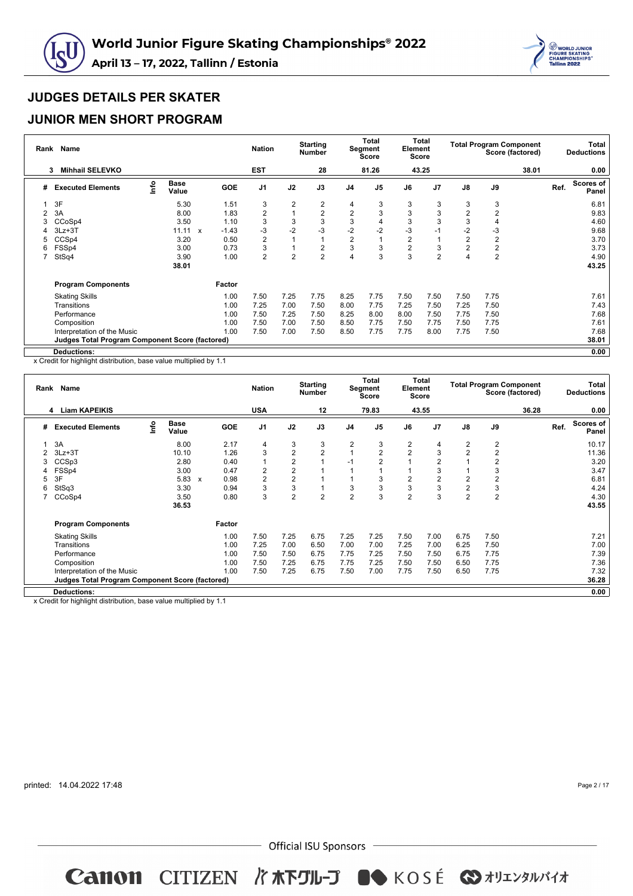## JUDGES DETAILS PER SKATER

## JUNIOR MEN SHORT PROGRAM

| Rank | Name | Nation | Starting Number | Total Segment Score | Total Element Score | Total Program Component Score (factored) | Total Deductions |
|---|---|---|---|---|---|---|---|
| 3 | Mihhail SELEVKO | EST | 28 | 81.26 | 43.25 | 38.01 | 0.00 |

| # | Executed Elements | Info | Base Value | | GOE | J1 | J2 | J3 | J4 | J5 | J6 | J7 | J8 | J9 | Ref. | Scores of Panel |
|---|---|---|---|---|---|---|---|---|---|---|---|---|---|---|---|---|
| 1 | 3F | | 5.30 | | 1.51 | 3 | 2 | 2 | 4 | 3 | 3 | 3 | 3 | 3 | | 6.81 |
| 2 | 3A | | 8.00 | | 1.83 | 2 | 1 | 2 | 2 | 3 | 3 | 3 | 2 | 2 | | 9.83 |
| 3 | CCoSp4 | | 3.50 | | 1.10 | 3 | 3 | 3 | 3 | 4 | 3 | 3 | 3 | 4 | | 4.60 |
| 4 | 3Lz+3T | | 11.11 | x | -1.43 | -3 | -2 | -3 | -2 | -2 | -3 | -1 | -2 | -3 | | 9.68 |
| 5 | CCSp4 | | 3.20 | | 0.50 | 2 | 1 | 1 | 2 | 1 | 2 | 1 | 2 | 2 | | 3.70 |
| 6 | FSSp4 | | 3.00 | | 0.73 | 3 | 1 | 2 | 3 | 3 | 2 | 3 | 2 | 2 | | 3.73 |
| 7 | StSq4 | | 3.90 | | 1.00 | 2 | 2 | 2 | 4 | 3 | 3 | 2 | 4 | 2 | | 4.90 |
| | | | 38.01 | | | | | | | | | | | | | 43.25 |

| Program Components | Factor | J1 | J2 | J3 | J4 | J5 | J6 | J7 | J8 | J9 | Scores of Panel |
|---|---|---|---|---|---|---|---|---|---|---|---|
| Skating Skills | 1.00 | 7.50 | 7.25 | 7.75 | 8.25 | 7.75 | 7.50 | 7.50 | 7.50 | 7.75 | 7.61 |
| Transitions | 1.00 | 7.25 | 7.00 | 7.50 | 8.00 | 7.75 | 7.25 | 7.50 | 7.25 | 7.50 | 7.43 |
| Performance | 1.00 | 7.50 | 7.25 | 7.50 | 8.25 | 8.00 | 8.00 | 7.50 | 7.75 | 7.50 | 7.68 |
| Composition | 1.00 | 7.50 | 7.00 | 7.50 | 8.50 | 7.75 | 7.50 | 7.75 | 7.50 | 7.75 | 7.61 |
| Interpretation of the Music | 1.00 | 7.50 | 7.00 | 7.50 | 8.50 | 7.75 | 7.75 | 8.00 | 7.75 | 7.50 | 7.68 |
| **Judges Total Program Component Score (factored)** | | | | | | | | | | | 38.01 |
| **Deductions:** | | | | | | | | | | | 0.00 |

x Credit for highlight distribution, base value multiplied by 1.1

| Rank | Name | Nation | Starting Number | Total Segment Score | Total Element Score | Total Program Component Score (factored) | Total Deductions |
|---|---|---|---|---|---|---|---|
| 4 | Liam KAPEIKIS | USA | 12 | 79.83 | 43.55 | 36.28 | 0.00 |

| # | Executed Elements | Info | Base Value | | GOE | J1 | J2 | J3 | J4 | J5 | J6 | J7 | J8 | J9 | Ref. | Scores of Panel |
|---|---|---|---|---|---|---|---|---|---|---|---|---|---|---|---|---|
| 1 | 3A | | 8.00 | | 2.17 | 4 | 3 | 3 | 2 | 3 | 2 | 4 | 2 | 2 | | 10.17 |
| 2 | 3Lz+3T | | 10.10 | | 1.26 | 3 | 2 | 2 | 1 | 2 | 2 | 3 | 2 | 2 | | 11.36 |
| 3 | CCSp3 | | 2.80 | | 0.40 | 1 | 2 | 1 | -1 | 2 | 1 | 2 | 1 | 2 | | 3.20 |
| 4 | FSSp4 | | 3.00 | | 0.47 | 2 | 2 | 1 | 1 | 1 | 1 | 3 | 1 | 3 | | 3.47 |
| 5 | 3F | | 5.83 | x | 0.98 | 2 | 2 | 1 | 1 | 3 | 2 | 2 | 2 | 2 | | 6.81 |
| 6 | StSq3 | | 3.30 | | 0.94 | 3 | 3 | 1 | 3 | 3 | 3 | 3 | 2 | 3 | | 4.24 |
| 7 | CCoSp4 | | 3.50 | | 0.80 | 3 | 2 | 2 | 2 | 3 | 2 | 3 | 2 | 2 | | 4.30 |
| | | | 36.53 | | | | | | | | | | | | | 43.55 |

| Program Components | Factor | J1 | J2 | J3 | J4 | J5 | J6 | J7 | J8 | J9 | Scores of Panel |
|---|---|---|---|---|---|---|---|---|---|---|---|
| Skating Skills | 1.00 | 7.50 | 7.25 | 6.75 | 7.25 | 7.25 | 7.50 | 7.00 | 6.75 | 7.50 | 7.21 |
| Transitions | 1.00 | 7.25 | 7.00 | 6.50 | 7.00 | 7.00 | 7.25 | 7.00 | 6.25 | 7.50 | 7.00 |
| Performance | 1.00 | 7.50 | 7.50 | 6.75 | 7.75 | 7.25 | 7.50 | 7.50 | 6.75 | 7.75 | 7.39 |
| Composition | 1.00 | 7.50 | 7.25 | 6.75 | 7.75 | 7.25 | 7.50 | 7.50 | 6.50 | 7.75 | 7.36 |
| Interpretation of the Music | 1.00 | 7.50 | 7.25 | 6.75 | 7.50 | 7.00 | 7.75 | 7.50 | 6.50 | 7.75 | 7.32 |
| **Judges Total Program Component Score (factored)** | | | | | | | | | | | 36.28 |
| **Deductions:** | | | | | | | | | | | 0.00 |

x Credit for highlight distribution, base value multiplied by 1.1

printed: 14.04.2022 17:48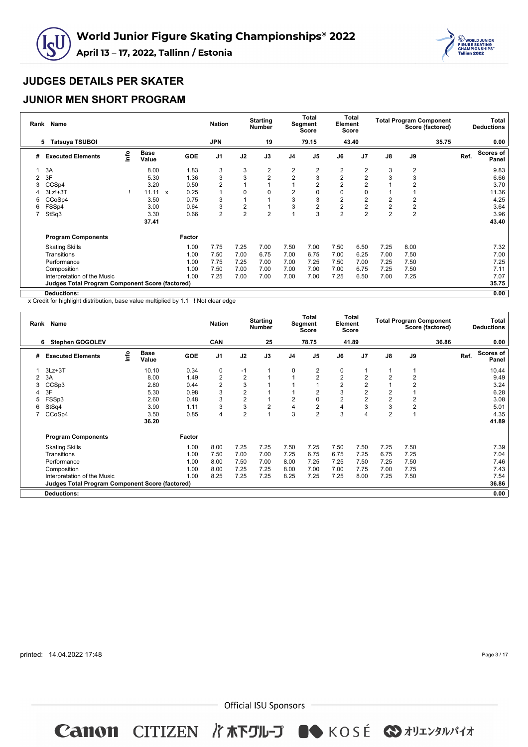# JUDGES DETAILS PER SKATER

## JUNIOR MEN SHORT PROGRAM

| Rank | Name | Nation | Starting Number | Total Segment Score | Total Element Score | Total Program Component Score (factored) | Total Deductions |
|---|---|---|---|---|---|---|---|
| 5 | Tatsuya TSUBOI | JPN | 19 | 79.15 | 43.40 | 35.75 | 0.00 |

| # | Executed Elements | Info | Base Value | | GOE | J1 | J2 | J3 | J4 | J5 | J6 | J7 | J8 | J9 | Ref. | Scores of Panel |
|---|---|---|---|---|---|---|---|---|---|---|---|---|---|---|---|---|
| 1 | 3A | | 8.00 | | 1.83 | 3 | 3 | 2 | 2 | 2 | 2 | 2 | 3 | 2 | | 9.83 |
| 2 | 3F | | 5.30 | | 1.36 | 3 | 3 | 2 | 2 | 3 | 2 | 2 | 3 | 3 | | 6.66 |
| 3 | CCSp4 | | 3.20 | | 0.50 | 2 | 1 | 1 | 1 | 2 | 2 | 2 | 1 | 2 | | 3.70 |
| 4 | 3Lz!+3T | ! | 11.11 | x | 0.25 | 1 | 0 | 0 | 2 | 0 | 0 | 0 | 1 | 1 | | 11.36 |
| 5 | CCoSp4 | | 3.50 | | 0.75 | 3 | 1 | 1 | 3 | 3 | 2 | 2 | 2 | 2 | | 4.25 |
| 6 | FSSp4 | | 3.00 | | 0.64 | 3 | 2 | 1 | 3 | 2 | 2 | 2 | 2 | 2 | | 3.64 |
| 7 | StSq3 | | 3.30 | | 0.66 | 2 | 2 | 2 | 1 | 3 | 2 | 2 | 2 | 2 | | 3.96 |
| | | | 37.41 | | | | | | | | | | | | | 43.40 |

| Program Components | Factor | J1 | J2 | J3 | J4 | J5 | J6 | J7 | J8 | J9 | Scores of Panel |
|---|---|---|---|---|---|---|---|---|---|---|---|
| Skating Skills | 1.00 | 7.75 | 7.25 | 7.00 | 7.50 | 7.00 | 7.50 | 6.50 | 7.25 | 8.00 | 7.32 |
| Transitions | 1.00 | 7.50 | 7.00 | 6.75 | 7.00 | 6.75 | 7.00 | 6.25 | 7.00 | 7.50 | 7.00 |
| Performance | 1.00 | 7.75 | 7.25 | 7.00 | 7.00 | 7.25 | 7.50 | 7.00 | 7.25 | 7.50 | 7.25 |
| Composition | 1.00 | 7.50 | 7.00 | 7.00 | 7.00 | 7.00 | 7.00 | 6.75 | 7.25 | 7.50 | 7.11 |
| Interpretation of the Music | 1.00 | 7.25 | 7.00 | 7.00 | 7.00 | 7.00 | 7.25 | 6.50 | 7.00 | 7.25 | 7.07 |
| **Judges Total Program Component Score (factored)** | | | | | | | | | | | **35.75** |
| **Deductions:** | | | | | | | | | | | **0.00** |

x Credit for highlight distribution, base value multiplied by 1.1 ! Not clear edge

| Rank | Name | Nation | Starting Number | Total Segment Score | Total Element Score | Total Program Component Score (factored) | Total Deductions |
|---|---|---|---|---|---|---|---|
| 6 | Stephen GOGOLEV | CAN | 25 | 78.75 | 41.89 | 36.86 | 0.00 |

| # | Executed Elements | Info | Base Value | GOE | J1 | J2 | J3 | J4 | J5 | J6 | J7 | J8 | J9 | Ref. | Scores of Panel |
|---|---|---|---|---|---|---|---|---|---|---|---|---|---|---|---|
| 1 | 3Lz+3T | | 10.10 | 0.34 | 0 | -1 | 1 | 0 | 2 | 0 | 1 | 1 | 1 | | 10.44 |
| 2 | 3A | | 8.00 | 1.49 | 2 | 2 | 1 | 1 | 2 | 2 | 2 | 2 | 2 | | 9.49 |
| 3 | CCSp3 | | 2.80 | 0.44 | 2 | 3 | 1 | 1 | 1 | 2 | 2 | 1 | 2 | | 3.24 |
| 4 | 3F | | 5.30 | 0.98 | 3 | 2 | 1 | 1 | 2 | 3 | 2 | 2 | 1 | | 6.28 |
| 5 | FSSp3 | | 2.60 | 0.48 | 3 | 2 | 1 | 2 | 0 | 2 | 2 | 2 | 2 | | 3.08 |
| 6 | StSq4 | | 3.90 | 1.11 | 3 | 3 | 2 | 4 | 2 | 4 | 3 | 3 | 2 | | 5.01 |
| 7 | CCoSp4 | | 3.50 | 0.85 | 4 | 2 | 1 | 3 | 2 | 3 | 4 | 2 | 1 | | 4.35 |
| | | | 36.20 | | | | | | | | | | | | 41.89 |

| Program Components | Factor | J1 | J2 | J3 | J4 | J5 | J6 | J7 | J8 | J9 | Scores of Panel |
|---|---|---|---|---|---|---|---|---|---|---|---|
| Skating Skills | 1.00 | 8.00 | 7.25 | 7.25 | 7.50 | 7.25 | 7.50 | 7.50 | 7.25 | 7.50 | 7.39 |
| Transitions | 1.00 | 7.50 | 7.00 | 7.00 | 7.25 | 6.75 | 6.75 | 7.25 | 6.75 | 7.25 | 7.04 |
| Performance | 1.00 | 8.00 | 7.50 | 7.00 | 8.00 | 7.25 | 7.25 | 7.50 | 7.25 | 7.50 | 7.46 |
| Composition | 1.00 | 8.00 | 7.25 | 7.25 | 8.00 | 7.00 | 7.00 | 7.75 | 7.00 | 7.75 | 7.43 |
| Interpretation of the Music | 1.00 | 8.25 | 7.25 | 7.25 | 8.25 | 7.25 | 7.25 | 8.00 | 7.25 | 7.50 | 7.54 |
| **Judges Total Program Component Score (factored)** | | | | | | | | | | | **36.86** |
| **Deductions:** | | | | | | | | | | | **0.00** |

printed: 14.04.2022 17:48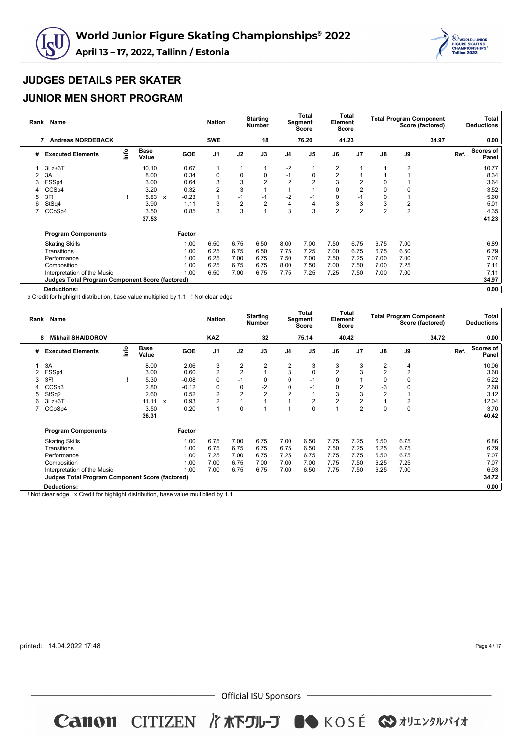## JUDGES DETAILS PER SKATER

## JUNIOR MEN SHORT PROGRAM

| Rank | Name | Nation | Starting Number | Total Segment Score | Total Element Score | Total Program Component Score (factored) | Total Deductions |
|---|---|---|---|---|---|---|---|
| 7 | Andreas NORDEBACK | SWE | 18 | 76.20 | 41.23 | 34.97 | 0.00 |

| # | Executed Elements | Info | Base Value | | GOE | J1 | J2 | J3 | J4 | J5 | J6 | J7 | J8 | J9 | Ref. | Scores of Panel |
|---|---|---|---|---|---|---|---|---|---|---|---|---|---|---|---|---|
| 1 | 3Lz+3T | | 10.10 | | 0.67 | 1 | 1 | 1 | -2 | 1 | 2 | 1 | 1 | 2 | | 10.77 |
| 2 | 3A | | 8.00 | | 0.34 | 0 | 0 | 0 | -1 | 0 | 2 | 1 | 1 | 1 | | 8.34 |
| 3 | FSSp4 | | 3.00 | | 0.64 | 3 | 3 | 2 | 2 | 2 | 3 | 2 | 0 | 1 | | 3.64 |
| 4 | CCSp4 | | 3.20 | | 0.32 | 2 | 3 | 1 | 1 | 1 | 0 | 2 | 0 | 0 | | 3.52 |
| 5 | 3F! | ! | 5.83 | x | -0.23 | 1 | -1 | -1 | -2 | -1 | 0 | -1 | 0 | 1 | | 5.60 |
| 6 | StSq4 | | 3.90 | | 1.11 | 3 | 2 | 2 | 4 | 4 | 3 | 3 | 3 | 2 | | 5.01 |
| 7 | CCoSp4 | | 3.50 | | 0.85 | 3 | 3 | 1 | 3 | 3 | 2 | 2 | 2 | 2 | | 4.35 |
| | | | 37.53 | | | | | | | | | | | | | 41.23 |

| Program Components | Factor | J1 | J2 | J3 | J4 | J5 | J6 | J7 | J8 | J9 | Scores of Panel |
|---|---|---|---|---|---|---|---|---|---|---|---|
| Skating Skills | 1.00 | 6.50 | 6.75 | 6.50 | 8.00 | 7.00 | 7.50 | 6.75 | 6.75 | 7.00 | 6.89 |
| Transitions | 1.00 | 6.25 | 6.75 | 6.50 | 7.75 | 7.25 | 7.00 | 6.75 | 6.75 | 6.50 | 6.79 |
| Performance | 1.00 | 6.25 | 7.00 | 6.75 | 7.50 | 7.00 | 7.50 | 7.25 | 7.00 | 7.00 | 7.07 |
| Composition | 1.00 | 6.25 | 6.75 | 6.75 | 8.00 | 7.50 | 7.00 | 7.50 | 7.00 | 7.25 | 7.11 |
| Interpretation of the Music | 1.00 | 6.50 | 7.00 | 6.75 | 7.75 | 7.25 | 7.25 | 7.50 | 7.00 | 7.00 | 7.11 |
| Judges Total Program Component Score (factored) | | | | | | | | | | | 34.97 |
| Deductions: | | | | | | | | | | | 0.00 |

x Credit for highlight distribution, base value multiplied by 1.1 ! Not clear edge

| Rank | Name | Nation | Starting Number | Total Segment Score | Total Element Score | Total Program Component Score (factored) | Total Deductions |
|---|---|---|---|---|---|---|---|
| 8 | Mikhail SHAIDOROV | KAZ | 32 | 75.14 | 40.42 | 34.72 | 0.00 |

| # | Executed Elements | Info | Base Value | | GOE | J1 | J2 | J3 | J4 | J5 | J6 | J7 | J8 | J9 | Ref. | Scores of Panel |
|---|---|---|---|---|---|---|---|---|---|---|---|---|---|---|---|---|
| 1 | 3A | | 8.00 | | 2.06 | 3 | 2 | 2 | 2 | 3 | 3 | 3 | 2 | 4 | | 10.06 |
| 2 | FSSp4 | | 3.00 | | 0.60 | 2 | 2 | 1 | 3 | 0 | 2 | 3 | 2 | 2 | | 3.60 |
| 3 | 3F! | ! | 5.30 | | -0.08 | 0 | -1 | 0 | 0 | -1 | 0 | 1 | 0 | 0 | | 5.22 |
| 4 | CCSp3 | | 2.80 | | -0.12 | 0 | 0 | -2 | 0 | -1 | 0 | 2 | -3 | 0 | | 2.68 |
| 5 | StSq2 | | 2.60 | | 0.52 | 2 | 2 | 2 | 2 | 1 | 3 | 3 | 2 | 1 | | 3.12 |
| 6 | 3Lz+3T | | 11.11 | x | 0.93 | 2 | 1 | 1 | 1 | 2 | 2 | 2 | 1 | 2 | | 12.04 |
| 7 | CCoSp4 | | 3.50 | | 0.20 | 1 | 0 | 1 | 1 | 0 | 1 | 2 | 0 | 0 | | 3.70 |
| | | | 36.31 | | | | | | | | | | | | | 40.42 |

| Program Components | Factor | J1 | J2 | J3 | J4 | J5 | J6 | J7 | J8 | J9 | Scores of Panel |
|---|---|---|---|---|---|---|---|---|---|---|---|
| Skating Skills | 1.00 | 6.75 | 7.00 | 6.75 | 7.00 | 6.50 | 7.75 | 7.25 | 6.50 | 6.75 | 6.86 |
| Transitions | 1.00 | 6.75 | 6.75 | 6.75 | 6.75 | 6.50 | 7.50 | 7.25 | 6.25 | 6.75 | 6.79 |
| Performance | 1.00 | 7.25 | 7.00 | 6.75 | 7.25 | 6.75 | 7.75 | 7.75 | 6.50 | 6.75 | 7.07 |
| Composition | 1.00 | 7.00 | 6.75 | 7.00 | 7.00 | 7.00 | 7.75 | 7.50 | 6.25 | 7.25 | 7.07 |
| Interpretation of the Music | 1.00 | 7.00 | 6.75 | 6.75 | 7.00 | 6.50 | 7.75 | 7.50 | 6.25 | 7.00 | 6.93 |
| Judges Total Program Component Score (factored) | | | | | | | | | | | 34.72 |
| Deductions: | | | | | | | | | | | 0.00 |

! Not clear edge x Credit for highlight distribution, base value multiplied by 1.1

printed: 14.04.2022 17:48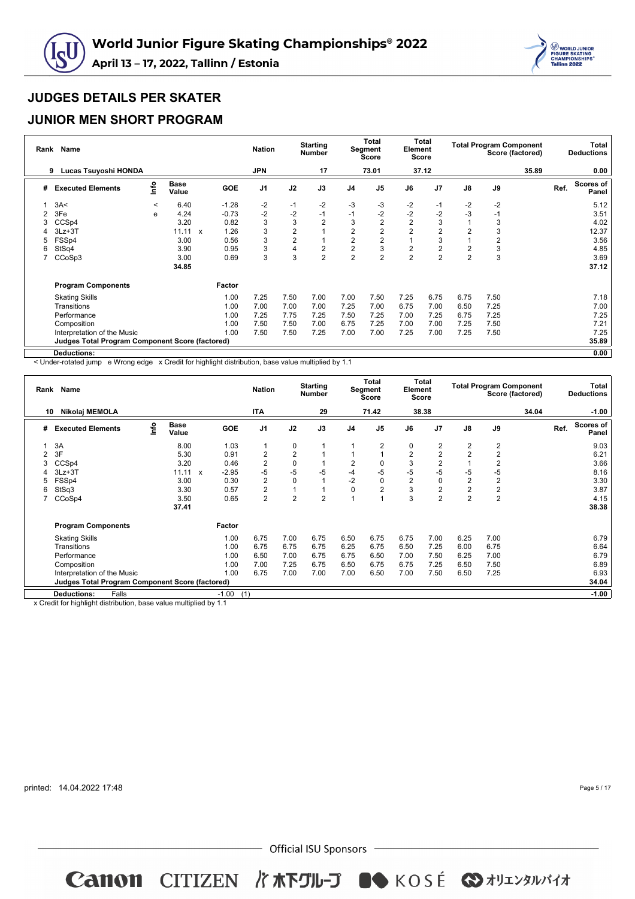# World Junior Figure Skating Championships® 2022

**April 13 – 17, 2022, Tallinn / Estonia**

## JUDGES DETAILS PER SKATER

## JUNIOR MEN SHORT PROGRAM

| Rank | Name | Nation | Starting Number | Total Segment Score | Total Element Score | Total Program Component Score (factored) | Total Deductions |
|---|---|---|---|---|---|---|---|
| 9 | Lucas Tsuyoshi HONDA | JPN | 17 | 73.01 | 37.12 | 35.89 | 0.00 |

| # | Executed Elements | Info | Base Value | | GOE | J1 | J2 | J3 | J4 | J5 | J6 | J7 | J8 | J9 | Ref. | Scores of Panel |
|---|---|---|---|---|---|---|---|---|---|---|---|---|---|---|---|---|
| 1 | 3A< | < | 6.40 | | -1.28 | -2 | -1 | -2 | -3 | -3 | -2 | -1 | -2 | -2 | | 5.12 |
| 2 | 3Fe | e | 4.24 | | -0.73 | -2 | -2 | -1 | -1 | -2 | -2 | -2 | -3 | -1 | | 3.51 |
| 3 | CCSp4 | | 3.20 | | 0.82 | 3 | 3 | 2 | 3 | 2 | 2 | 3 | 1 | 3 | | 4.02 |
| 4 | 3Lz+3T | | 11.11 | x | 1.26 | 3 | 2 | 1 | 2 | 2 | 2 | 2 | 2 | 3 | | 12.37 |
| 5 | FSSp4 | | 3.00 | | 0.56 | 3 | 2 | 1 | 2 | 2 | 1 | 3 | 1 | 2 | | 3.56 |
| 6 | StSq4 | | 3.90 | | 0.95 | 3 | 4 | 2 | 2 | 3 | 2 | 2 | 2 | 3 | | 4.85 |
| 7 | CCoSp3 | | 3.00 | | 0.69 | 3 | 3 | 2 | 2 | 2 | 2 | 2 | 2 | 3 | | 3.69 |
| | | | 34.85 | | | | | | | | | | | | | 37.12 |

| Program Components | Factor | J1 | J2 | J3 | J4 | J5 | J6 | J7 | J8 | J9 | Scores of Panel |
|---|---|---|---|---|---|---|---|---|---|---|---|
| Skating Skills | 1.00 | 7.25 | 7.50 | 7.00 | 7.00 | 7.50 | 7.25 | 6.75 | 6.75 | 7.50 | 7.18 |
| Transitions | 1.00 | 7.00 | 7.00 | 7.00 | 7.25 | 7.00 | 6.75 | 7.00 | 6.50 | 7.25 | 7.00 |
| Performance | 1.00 | 7.25 | 7.75 | 7.25 | 7.50 | 7.25 | 7.00 | 7.25 | 6.75 | 7.25 | 7.25 |
| Composition | 1.00 | 7.50 | 7.50 | 7.00 | 6.75 | 7.25 | 7.00 | 7.00 | 7.25 | 7.50 | 7.21 |
| Interpretation of the Music | 1.00 | 7.50 | 7.50 | 7.25 | 7.00 | 7.00 | 7.25 | 7.00 | 7.25 | 7.50 | 7.25 |
| Judges Total Program Component Score (factored) | | | | | | | | | | | 35.89 |
| Deductions: | | | | | | | | | | | 0.00 |

< Under-rotated jump e Wrong edge x Credit for highlight distribution, base value multiplied by 1.1

| Rank | Name | Nation | Starting Number | Total Segment Score | Total Element Score | Total Program Component Score (factored) | Total Deductions |
|---|---|---|---|---|---|---|---|
| 10 | Nikolaj MEMOLA | ITA | 29 | 71.42 | 38.38 | 34.04 | -1.00 |

| # | Executed Elements | Info | Base Value | | GOE | J1 | J2 | J3 | J4 | J5 | J6 | J7 | J8 | J9 | Ref. | Scores of Panel |
|---|---|---|---|---|---|---|---|---|---|---|---|---|---|---|---|---|
| 1 | 3A | | 8.00 | | 1.03 | 1 | 0 | 1 | 1 | 2 | 0 | 2 | 2 | 2 | | 9.03 |
| 2 | 3F | | 5.30 | | 0.91 | 2 | 2 | 1 | 1 | 1 | 2 | 2 | 2 | 2 | | 6.21 |
| 3 | CCSp4 | | 3.20 | | 0.46 | 2 | 0 | 1 | 2 | 0 | 3 | 2 | 1 | 2 | | 3.66 |
| 4 | 3Lz+3T | | 11.11 | x | -2.95 | -5 | -5 | -5 | -4 | -5 | -5 | -5 | -5 | -5 | | 8.16 |
| 5 | FSSp4 | | 3.00 | | 0.30 | 2 | 0 | 1 | -2 | 0 | 2 | 0 | 2 | 2 | | 3.30 |
| 6 | StSq3 | | 3.30 | | 0.57 | 2 | 1 | 1 | 0 | 2 | 3 | 2 | 2 | 2 | | 3.87 |
| 7 | CCoSp4 | | 3.50 | | 0.65 | 2 | 2 | 2 | 1 | 1 | 3 | 2 | 2 | 2 | | 4.15 |
| | | | 37.41 | | | | | | | | | | | | | 38.38 |

| Program Components | Factor | J1 | J2 | J3 | J4 | J5 | J6 | J7 | J8 | J9 | Scores of Panel |
|---|---|---|---|---|---|---|---|---|---|---|---|
| Skating Skills | 1.00 | 6.75 | 7.00 | 6.75 | 6.50 | 6.75 | 6.75 | 7.00 | 6.25 | 7.00 | 6.79 |
| Transitions | 1.00 | 6.75 | 6.75 | 6.75 | 6.25 | 6.75 | 6.50 | 7.25 | 6.00 | 6.75 | 6.64 |
| Performance | 1.00 | 6.50 | 7.00 | 6.75 | 6.75 | 6.50 | 7.00 | 7.50 | 6.25 | 7.00 | 6.79 |
| Composition | 1.00 | 7.00 | 7.25 | 6.75 | 6.50 | 6.75 | 6.75 | 7.25 | 6.50 | 7.50 | 6.89 |
| Interpretation of the Music | 1.00 | 6.75 | 7.00 | 7.00 | 7.00 | 6.50 | 7.00 | 7.50 | 6.50 | 7.25 | 6.93 |
| Judges Total Program Component Score (factored) | | | | | | | | | | | 34.04 |
| Deductions: Falls | -1.00 (1) | | | | | | | | | | -1.00 |

x Credit for highlight distribution, base value multiplied by 1.1

printed: 14.04.2022 17:48

Official ISU Sponsors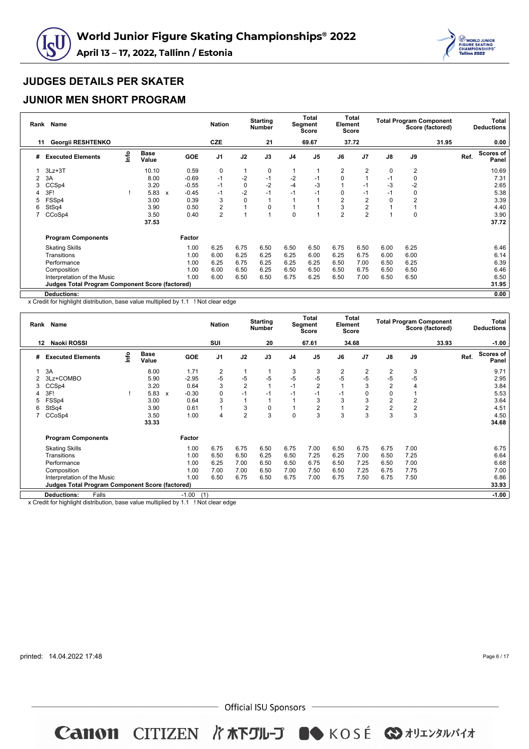## JUDGES DETAILS PER SKATER

## JUNIOR MEN SHORT PROGRAM

| Rank | Name | Nation | Starting Number | Total Segment Score | Total Element Score | Total Program Component Score (factored) | Total Deductions |
|---|---|---|---|---|---|---|---|
| 11 | Georgii RESHTENKO | CZE | 21 | 69.67 | 37.72 | 31.95 | 0.00 |

| # | Executed Elements | Info | Base Value | | GOE | J1 | J2 | J3 | J4 | J5 | J6 | J7 | J8 | J9 | Ref. | Scores of Panel |
|---|---|---|---|---|---|---|---|---|---|---|---|---|---|---|---|---|
| 1 | 3Lz+3T | | 10.10 | | 0.59 | 0 | 1 | 0 | 1 | 1 | 2 | 2 | 0 | 2 | | 10.69 |
| 2 | 3A | | 8.00 | | -0.69 | -1 | -2 | -1 | -2 | -1 | 0 | 1 | -1 | 0 | | 7.31 |
| 3 | CCSp4 | | 3.20 | | -0.55 | -1 | 0 | -2 | -4 | -3 | 1 | -1 | -3 | -2 | | 2.65 |
| 4 | 3F! | ! | 5.83 | x | -0.45 | -1 | -2 | -1 | -1 | -1 | 0 | -1 | -1 | 0 | | 5.38 |
| 5 | FSSp4 | | 3.00 | | 0.39 | 3 | 0 | 1 | 1 | 1 | 2 | 2 | 0 | 2 | | 3.39 |
| 6 | StSq4 | | 3.90 | | 0.50 | 2 | 1 | 0 | 1 | 1 | 3 | 2 | 1 | 1 | | 4.40 |
| 7 | CCoSp4 | | 3.50 | | 0.40 | 2 | 1 | 1 | 0 | 1 | 2 | 2 | 1 | 0 | | 3.90 |
| | | | 37.53 | | | | | | | | | | | | | 37.72 |

| Program Components | Factor | J1 | J2 | J3 | J4 | J5 | J6 | J7 | J8 | J9 | Scores of Panel |
|---|---|---|---|---|---|---|---|---|---|---|---|
| Skating Skills | 1.00 | 6.25 | 6.75 | 6.50 | 6.50 | 6.50 | 6.75 | 6.50 | 6.00 | 6.25 | 6.46 |
| Transitions | 1.00 | 6.00 | 6.25 | 6.25 | 6.25 | 6.00 | 6.25 | 6.75 | 6.00 | 6.00 | 6.14 |
| Performance | 1.00 | 6.25 | 6.75 | 6.25 | 6.25 | 6.25 | 6.50 | 7.00 | 6.50 | 6.25 | 6.39 |
| Composition | 1.00 | 6.00 | 6.50 | 6.25 | 6.50 | 6.50 | 6.50 | 6.75 | 6.50 | 6.50 | 6.46 |
| Interpretation of the Music | 1.00 | 6.00 | 6.50 | 6.50 | 6.75 | 6.25 | 6.50 | 7.00 | 6.50 | 6.50 | 6.50 |
| **Judges Total Program Component Score (factored)** | | | | | | | | | | | 31.95 |
| **Deductions:** | | | | | | | | | | | 0.00 |

x Credit for highlight distribution, base value multiplied by 1.1 ! Not clear edge

| Rank | Name | Nation | Starting Number | Total Segment Score | Total Element Score | Total Program Component Score (factored) | Total Deductions |
|---|---|---|---|---|---|---|---|
| 12 | Naoki ROSSI | SUI | 20 | 67.61 | 34.68 | 33.93 | -1.00 |

| # | Executed Elements | Info | Base Value | | GOE | J1 | J2 | J3 | J4 | J5 | J6 | J7 | J8 | J9 | Ref. | Scores of Panel |
|---|---|---|---|---|---|---|---|---|---|---|---|---|---|---|---|---|
| 1 | 3A | | 8.00 | | 1.71 | 2 | 1 | 1 | 3 | 3 | 2 | 2 | 2 | 3 | | 9.71 |
| 2 | 3Lz+COMBO | | 5.90 | | -2.95 | -5 | -5 | -5 | -5 | -5 | -5 | -5 | -5 | -5 | | 2.95 |
| 3 | CCSp4 | | 3.20 | | 0.64 | 3 | 2 | 1 | -1 | 2 | 1 | 3 | 2 | 4 | | 3.84 |
| 4 | 3F! | ! | 5.83 | x | -0.30 | 0 | -1 | -1 | -1 | -1 | -1 | 0 | 0 | 1 | | 5.53 |
| 5 | FSSp4 | | 3.00 | | 0.64 | 3 | 1 | 1 | 1 | 3 | 3 | 3 | 2 | 2 | | 3.64 |
| 6 | StSq4 | | 3.90 | | 0.61 | 1 | 3 | 0 | 1 | 2 | 1 | 2 | 2 | 2 | | 4.51 |
| 7 | CCoSp4 | | 3.50 | | 1.00 | 4 | 2 | 3 | 0 | 3 | 3 | 3 | 3 | 3 | | 4.50 |
| | | | 33.33 | | | | | | | | | | | | | 34.68 |

| Program Components | Factor | J1 | J2 | J3 | J4 | J5 | J6 | J7 | J8 | J9 | Scores of Panel |
|---|---|---|---|---|---|---|---|---|---|---|---|
| Skating Skills | 1.00 | 6.75 | 6.75 | 6.50 | 6.75 | 7.00 | 6.50 | 6.75 | 6.75 | 7.00 | 6.75 |
| Transitions | 1.00 | 6.50 | 6.50 | 6.25 | 6.50 | 7.25 | 6.25 | 7.00 | 6.50 | 7.25 | 6.64 |
| Performance | 1.00 | 6.25 | 7.00 | 6.50 | 6.50 | 6.75 | 6.50 | 7.25 | 6.50 | 7.00 | 6.68 |
| Composition | 1.00 | 7.00 | 7.00 | 6.50 | 7.00 | 7.50 | 6.50 | 7.25 | 6.75 | 7.75 | 7.00 |
| Interpretation of the Music | 1.00 | 6.50 | 6.75 | 6.50 | 6.75 | 7.00 | 6.75 | 7.50 | 6.75 | 7.50 | 6.86 |
| **Judges Total Program Component Score (factored)** | | | | | | | | | | | 33.93 |
| **Deductions:** Falls | -1.00 (1) | | | | | | | | | | -1.00 |

x Credit for highlight distribution, base value multiplied by 1.1 ! Not clear edge

printed: 14.04.2022 17:48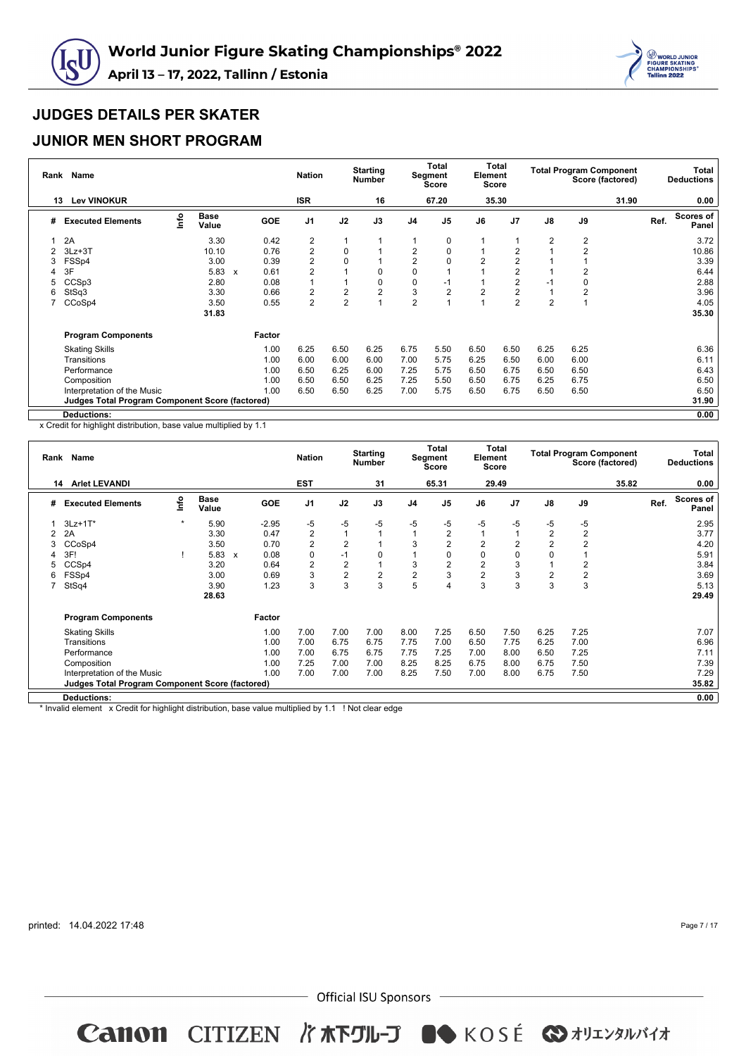# World Junior Figure Skating Championships® 2022

**April 13 – 17, 2022, Tallinn / Estonia**

## JUDGES DETAILS PER SKATER

## JUNIOR MEN SHORT PROGRAM

| Rank | Name | Nation | Starting Number | Total Segment Score | Total Element Score | Total Program Component Score (factored) | Total Deductions |
|---|---|---|---|---|---|---|---|
| 13 | Lev VINOKUR | ISR | 16 | 67.20 | 35.30 | 31.90 | 0.00 |

| # | Executed Elements | Info | Base Value | | GOE | J1 | J2 | J3 | J4 | J5 | J6 | J7 | J8 | J9 | Ref. | Scores of Panel |
|---|---|---|---|---|---|---|---|---|---|---|---|---|---|---|---|---|
| 1 | 2A | | 3.30 | | 0.42 | 2 | 1 | 1 | 1 | 0 | 1 | 1 | 2 | 2 | | 3.72 |
| 2 | 3Lz+3T | | 10.10 | | 0.76 | 2 | 0 | 1 | 2 | 0 | 1 | 2 | 1 | 2 | | 10.86 |
| 3 | FSSp4 | | 3.00 | | 0.39 | 2 | 0 | 1 | 2 | 0 | 2 | 2 | 1 | 1 | | 3.39 |
| 4 | 3F | | 5.83 | x | 0.61 | 2 | 1 | 0 | 0 | 1 | 1 | 2 | 1 | 2 | | 6.44 |
| 5 | CCSp3 | | 2.80 | | 0.08 | 1 | 1 | 0 | 0 | -1 | 1 | 2 | -1 | 0 | | 2.88 |
| 6 | StSq3 | | 3.30 | | 0.66 | 2 | 2 | 2 | 3 | 2 | 2 | 2 | 1 | 2 | | 3.96 |
| 7 | CCoSp4 | | 3.50 | | 0.55 | 2 | 2 | 1 | 2 | 1 | 1 | 2 | 2 | 1 | | 4.05 |
| | | | 31.83 | | | | | | | | | | | | | 35.30 |

| Program Components | Factor | J1 | J2 | J3 | J4 | J5 | J6 | J7 | J8 | J9 | Scores of Panel |
|---|---|---|---|---|---|---|---|---|---|---|---|
| Skating Skills | 1.00 | 6.25 | 6.50 | 6.25 | 6.75 | 5.50 | 6.50 | 6.50 | 6.25 | 6.25 | 6.36 |
| Transitions | 1.00 | 6.00 | 6.00 | 6.00 | 7.00 | 5.75 | 6.25 | 6.50 | 6.00 | 6.00 | 6.11 |
| Performance | 1.00 | 6.50 | 6.25 | 6.00 | 7.25 | 5.75 | 6.50 | 6.75 | 6.50 | 6.50 | 6.43 |
| Composition | 1.00 | 6.50 | 6.50 | 6.25 | 7.25 | 5.50 | 6.50 | 6.75 | 6.25 | 6.75 | 6.50 |
| Interpretation of the Music | 1.00 | 6.50 | 6.50 | 6.25 | 7.00 | 5.75 | 6.50 | 6.75 | 6.50 | 6.50 | 6.50 |
| **Judges Total Program Component Score (factored)** | | | | | | | | | | | **31.90** |

**Deductions:** 0.00

x Credit for highlight distribution, base value multiplied by 1.1

| Rank | Name | Nation | Starting Number | Total Segment Score | Total Element Score | Total Program Component Score (factored) | Total Deductions |
|---|---|---|---|---|---|---|---|
| 14 | Arlet LEVANDI | EST | 31 | 65.31 | 29.49 | 35.82 | 0.00 |

| # | Executed Elements | Info | Base Value | | GOE | J1 | J2 | J3 | J4 | J5 | J6 | J7 | J8 | J9 | Ref. | Scores of Panel |
|---|---|---|---|---|---|---|---|---|---|---|---|---|---|---|---|---|
| 1 | 3Lz+1T* | * | 5.90 | | -2.95 | -5 | -5 | -5 | -5 | -5 | -5 | -5 | -5 | -5 | | 2.95 |
| 2 | 2A | | 3.30 | | 0.47 | 2 | 1 | 1 | 1 | 2 | 1 | 1 | 2 | 2 | | 3.77 |
| 3 | CCoSp4 | | 3.50 | | 0.70 | 2 | 2 | 1 | 3 | 2 | 2 | 2 | 2 | 2 | | 4.20 |
| 4 | 3F! | ! | 5.83 | x | 0.08 | 0 | -1 | 0 | 1 | 0 | 0 | 0 | 0 | 1 | | 5.91 |
| 5 | CCSp4 | | 3.20 | | 0.64 | 2 | 2 | 1 | 3 | 2 | 2 | 3 | 1 | 2 | | 3.84 |
| 6 | FSSp4 | | 3.00 | | 0.69 | 3 | 2 | 2 | 2 | 3 | 2 | 3 | 2 | 2 | | 3.69 |
| 7 | StSq4 | | 3.90 | | 1.23 | 3 | 3 | 3 | 5 | 4 | 3 | 3 | 3 | 3 | | 5.13 |
| | | | 28.63 | | | | | | | | | | | | | 29.49 |

| Program Components | Factor | J1 | J2 | J3 | J4 | J5 | J6 | J7 | J8 | J9 | Scores of Panel |
|---|---|---|---|---|---|---|---|---|---|---|---|
| Skating Skills | 1.00 | 7.00 | 7.00 | 7.00 | 8.00 | 7.25 | 6.50 | 7.50 | 6.25 | 7.25 | 7.07 |
| Transitions | 1.00 | 7.00 | 6.75 | 6.75 | 7.75 | 7.00 | 6.50 | 7.75 | 6.25 | 7.00 | 6.96 |
| Performance | 1.00 | 7.00 | 6.75 | 6.75 | 7.75 | 7.25 | 7.00 | 8.00 | 6.50 | 7.25 | 7.11 |
| Composition | 1.00 | 7.25 | 7.00 | 7.00 | 8.25 | 8.25 | 6.75 | 8.00 | 6.75 | 7.50 | 7.39 |
| Interpretation of the Music | 1.00 | 7.00 | 7.00 | 7.00 | 8.25 | 7.50 | 7.00 | 8.00 | 6.75 | 7.50 | 7.29 |
| **Judges Total Program Component Score (factored)** | | | | | | | | | | | **35.82** |

**Deductions:** 0.00

\* Invalid element   x Credit for highlight distribution, base value multiplied by 1.1   ! Not clear edge

printed: 14.04.2022 17:48

Official ISU Sponsors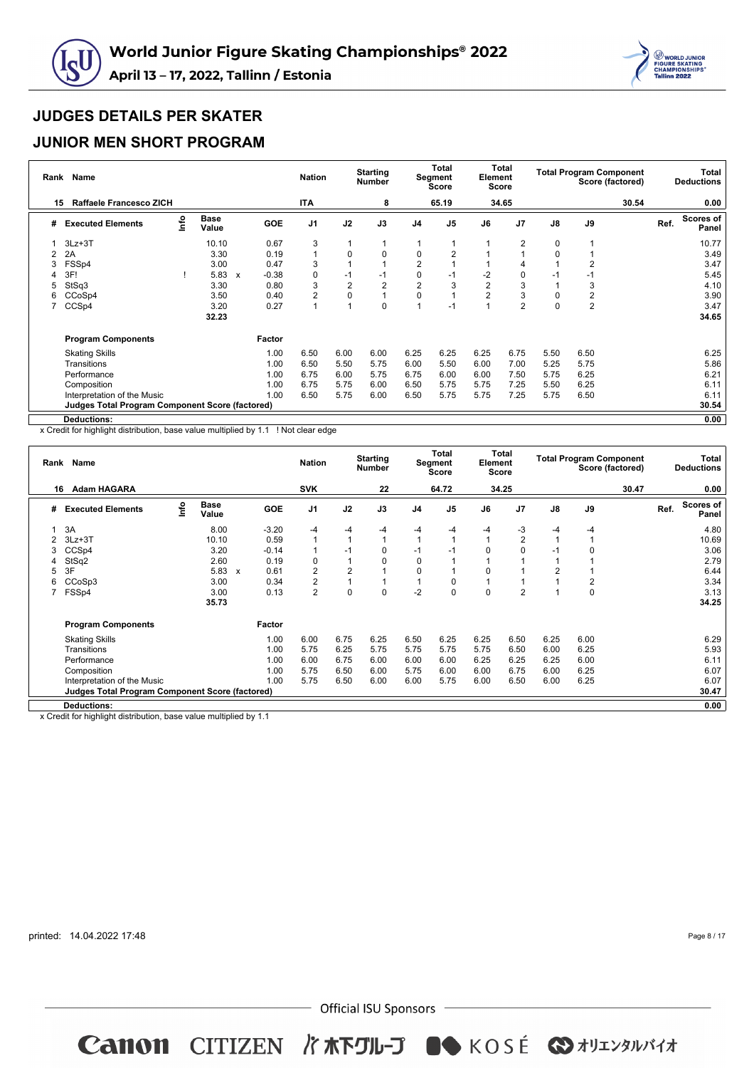## JUDGES DETAILS PER SKATER

## JUNIOR MEN SHORT PROGRAM

| Rank | Name | Nation | Starting Number | Total Segment Score | Total Element Score | Total Program Component Score (factored) | Total Deductions |
|---|---|---|---|---|---|---|---|
| 15 | Raffaele Francesco ZICH | ITA | 8 | 65.19 | 34.65 | 30.54 | 0.00 |

| # | Executed Elements | Info | Base Value | | GOE | J1 | J2 | J3 | J4 | J5 | J6 | J7 | J8 | J9 | Ref. | Scores of Panel |
|---|---|---|---|---|---|---|---|---|---|---|---|---|---|---|---|---|
| 1 | 3Lz+3T | | 10.10 | | 0.67 | 3 | 1 | 1 | 1 | 1 | 1 | 2 | 0 | 1 | | 10.77 |
| 2 | 2A | | 3.30 | | 0.19 | 1 | 0 | 0 | 0 | 2 | 1 | 1 | 0 | 1 | | 3.49 |
| 3 | FSSp4 | | 3.00 | | 0.47 | 3 | 1 | 1 | 2 | 1 | 1 | 4 | 1 | 2 | | 3.47 |
| 4 | 3F! | ! | 5.83 | x | -0.38 | 0 | -1 | -1 | 0 | -1 | -2 | 0 | -1 | -1 | | 5.45 |
| 5 | StSq3 | | 3.30 | | 0.80 | 3 | 2 | 2 | 2 | 3 | 2 | 3 | 1 | 3 | | 4.10 |
| 6 | CCoSp4 | | 3.50 | | 0.40 | 2 | 0 | 1 | 0 | 1 | 2 | 3 | 0 | 2 | | 3.90 |
| 7 | CCSp4 | | 3.20 | | 0.27 | 1 | 1 | 0 | 1 | -1 | 1 | 2 | 0 | 2 | | 3.47 |
| | | | 32.23 | | | | | | | | | | | | | 34.65 |

| Program Components | Factor | J1 | J2 | J3 | J4 | J5 | J6 | J7 | J8 | J9 | Scores of Panel |
|---|---|---|---|---|---|---|---|---|---|---|---|
| Skating Skills | 1.00 | 6.50 | 6.00 | 6.00 | 6.25 | 6.25 | 6.25 | 6.75 | 5.50 | 6.50 | 6.25 |
| Transitions | 1.00 | 6.50 | 5.50 | 5.75 | 6.00 | 5.50 | 6.00 | 7.00 | 5.25 | 5.75 | 5.86 |
| Performance | 1.00 | 6.75 | 6.00 | 5.75 | 6.75 | 6.00 | 6.00 | 7.50 | 5.75 | 6.25 | 6.21 |
| Composition | 1.00 | 6.75 | 5.75 | 6.00 | 6.50 | 5.75 | 5.75 | 7.25 | 5.50 | 6.25 | 6.11 |
| Interpretation of the Music | 1.00 | 6.50 | 5.75 | 6.00 | 6.50 | 5.75 | 5.75 | 7.25 | 5.75 | 6.50 | 6.11 |
| Judges Total Program Component Score (factored) | | | | | | | | | | | 30.54 |
| Deductions: | | | | | | | | | | | 0.00 |

x Credit for highlight distribution, base value multiplied by 1.1 ! Not clear edge

| Rank | Name | Nation | Starting Number | Total Segment Score | Total Element Score | Total Program Component Score (factored) | Total Deductions |
|---|---|---|---|---|---|---|---|
| 16 | Adam HAGARA | SVK | 22 | 64.72 | 34.25 | 30.47 | 0.00 |

| # | Executed Elements | Info | Base Value | | GOE | J1 | J2 | J3 | J4 | J5 | J6 | J7 | J8 | J9 | Ref. | Scores of Panel |
|---|---|---|---|---|---|---|---|---|---|---|---|---|---|---|---|---|
| 1 | 3A | | 8.00 | | -3.20 | -4 | -4 | -4 | -4 | -4 | -4 | -3 | -4 | -4 | | 4.80 |
| 2 | 3Lz+3T | | 10.10 | | 0.59 | 1 | 1 | 1 | 1 | 1 | 1 | 2 | 1 | 1 | | 10.69 |
| 3 | CCSp4 | | 3.20 | | -0.14 | 1 | -1 | 0 | -1 | -1 | 0 | 0 | -1 | 0 | | 3.06 |
| 4 | StSq2 | | 2.60 | | 0.19 | 0 | 1 | 0 | 0 | 1 | 1 | 1 | 1 | 1 | | 2.79 |
| 5 | 3F | | 5.83 | x | 0.61 | 2 | 2 | 1 | 0 | 1 | 0 | 1 | 2 | 1 | | 6.44 |
| 6 | CCoSp3 | | 3.00 | | 0.34 | 2 | 1 | 1 | 1 | 0 | 1 | 1 | 1 | 2 | | 3.34 |
| 7 | FSSp4 | | 3.00 | | 0.13 | 2 | 0 | 0 | -2 | 0 | 0 | 2 | 1 | 0 | | 3.13 |
| | | | 35.73 | | | | | | | | | | | | | 34.25 |

| Program Components | Factor | J1 | J2 | J3 | J4 | J5 | J6 | J7 | J8 | J9 | Scores of Panel |
|---|---|---|---|---|---|---|---|---|---|---|---|
| Skating Skills | 1.00 | 6.00 | 6.75 | 6.25 | 6.50 | 6.25 | 6.25 | 6.50 | 6.25 | 6.00 | 6.29 |
| Transitions | 1.00 | 5.75 | 6.25 | 5.75 | 5.75 | 5.75 | 5.75 | 6.50 | 6.00 | 6.25 | 5.93 |
| Performance | 1.00 | 6.00 | 6.75 | 6.00 | 6.00 | 6.00 | 6.25 | 6.25 | 6.25 | 6.00 | 6.11 |
| Composition | 1.00 | 5.75 | 6.50 | 6.00 | 5.75 | 6.00 | 6.00 | 6.75 | 6.00 | 6.25 | 6.07 |
| Interpretation of the Music | 1.00 | 5.75 | 6.50 | 6.00 | 6.00 | 5.75 | 6.00 | 6.50 | 6.00 | 6.25 | 6.07 |
| Judges Total Program Component Score (factored) | | | | | | | | | | | 30.47 |
| Deductions: | | | | | | | | | | | 0.00 |

x Credit for highlight distribution, base value multiplied by 1.1

printed: 14.04.2022 17:48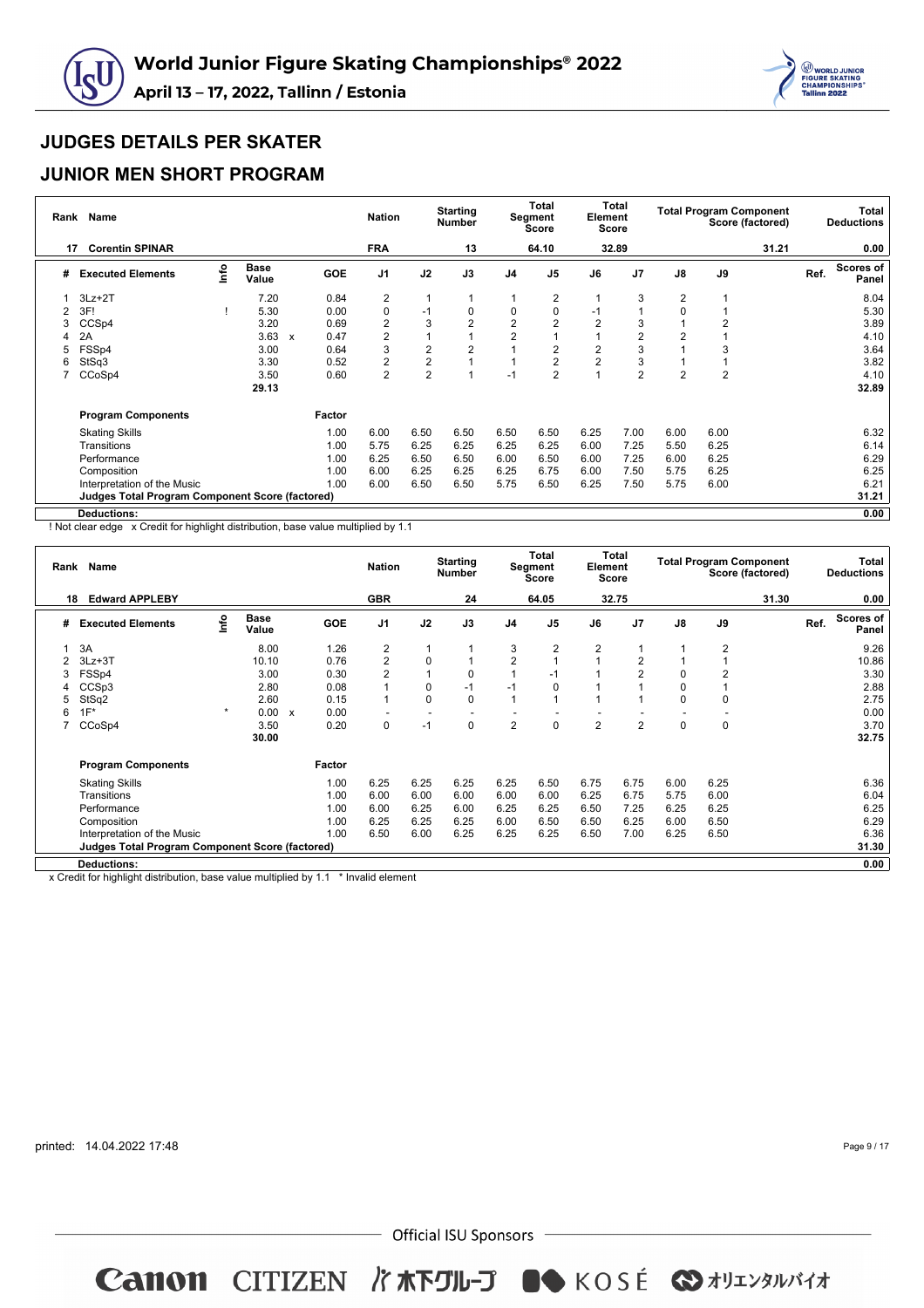## JUDGES DETAILS PER SKATER

## JUNIOR MEN SHORT PROGRAM

| Rank | Name | Nation | Starting Number | Total Segment Score | Total Element Score | Total Program Component Score (factored) | Total Deductions |
|---|---|---|---|---|---|---|---|
| 17 | Corentin SPINAR | FRA | 13 | 64.10 | 32.89 | 31.21 | 0.00 |

| # | Executed Elements | Info | Base Value | | GOE | J1 | J2 | J3 | J4 | J5 | J6 | J7 | J8 | J9 | Ref. | Scores of Panel |
|---|---|---|---|---|---|---|---|---|---|---|---|---|---|---|---|---|
| 1 | 3Lz+2T | | 7.20 | | 0.84 | 2 | 1 | 1 | 1 | 2 | 1 | 3 | 2 | 1 | | 8.04 |
| 2 | 3F! | ! | 5.30 | | 0.00 | 0 | -1 | 0 | 0 | 0 | -1 | 1 | 0 | 1 | | 5.30 |
| 3 | CCSp4 | | 3.20 | | 0.69 | 2 | 3 | 2 | 2 | 2 | 2 | 3 | 1 | 2 | | 3.89 |
| 4 | 2A | | 3.63 | x | 0.47 | 2 | 1 | 1 | 2 | 1 | 1 | 2 | 2 | 1 | | 4.10 |
| 5 | FSSp4 | | 3.00 | | 0.64 | 3 | 2 | 2 | 1 | 2 | 2 | 3 | 1 | 3 | | 3.64 |
| 6 | StSq3 | | 3.30 | | 0.52 | 2 | 2 | 1 | 1 | 2 | 2 | 3 | 1 | 1 | | 3.82 |
| 7 | CCoSp4 | | 3.50 | | 0.60 | 2 | 2 | 1 | -1 | 2 | 1 | 2 | 2 | 2 | | 4.10 |
| | | | 29.13 | | | | | | | | | | | | | 32.89 |

| Program Components | Factor | J1 | J2 | J3 | J4 | J5 | J6 | J7 | J8 | J9 | Scores of Panel |
|---|---|---|---|---|---|---|---|---|---|---|---|
| Skating Skills | 1.00 | 6.00 | 6.50 | 6.50 | 6.50 | 6.50 | 6.25 | 7.00 | 6.00 | 6.00 | 6.32 |
| Transitions | 1.00 | 5.75 | 6.25 | 6.25 | 6.25 | 6.25 | 6.00 | 7.25 | 5.50 | 6.25 | 6.14 |
| Performance | 1.00 | 6.25 | 6.50 | 6.50 | 6.00 | 6.50 | 6.00 | 7.25 | 6.00 | 6.25 | 6.29 |
| Composition | 1.00 | 6.00 | 6.25 | 6.25 | 6.25 | 6.75 | 6.00 | 7.50 | 5.75 | 6.25 | 6.25 |
| Interpretation of the Music | 1.00 | 6.00 | 6.50 | 6.50 | 5.75 | 6.50 | 6.25 | 7.50 | 5.75 | 6.00 | 6.21 |
| Judges Total Program Component Score (factored) | | | | | | | | | | | 31.21 |
| Deductions: | | | | | | | | | | | 0.00 |

! Not clear edge x Credit for highlight distribution, base value multiplied by 1.1

| Rank | Name | Nation | Starting Number | Total Segment Score | Total Element Score | Total Program Component Score (factored) | Total Deductions |
|---|---|---|---|---|---|---|---|
| 18 | Edward APPLEBY | GBR | 24 | 64.05 | 32.75 | 31.30 | 0.00 |

| # | Executed Elements | Info | Base Value | | GOE | J1 | J2 | J3 | J4 | J5 | J6 | J7 | J8 | J9 | Ref. | Scores of Panel |
|---|---|---|---|---|---|---|---|---|---|---|---|---|---|---|---|---|
| 1 | 3A | | 8.00 | | 1.26 | 2 | 1 | 1 | 3 | 2 | 2 | 1 | 1 | 2 | | 9.26 |
| 2 | 3Lz+3T | | 10.10 | | 0.76 | 2 | 0 | 1 | 2 | 1 | 1 | 2 | 1 | 1 | | 10.86 |
| 3 | FSSp4 | | 3.00 | | 0.30 | 2 | 1 | 0 | 1 | -1 | 1 | 2 | 0 | 2 | | 3.30 |
| 4 | CCSp3 | | 2.80 | | 0.08 | 1 | 0 | -1 | -1 | 0 | 1 | 1 | 0 | 1 | | 2.88 |
| 5 | StSq2 | | 2.60 | | 0.15 | 1 | 0 | 0 | 1 | 1 | 1 | 1 | 0 | 0 | | 2.75 |
| 6 | 1F* | * | 0.00 | x | 0.00 | - | - | - | - | - | - | - | - | - | | 0.00 |
| 7 | CCoSp4 | | 3.50 | | 0.20 | 0 | -1 | 0 | 2 | 0 | 2 | 2 | 0 | 0 | | 3.70 |
| | | | 30.00 | | | | | | | | | | | | | 32.75 |

| Program Components | Factor | J1 | J2 | J3 | J4 | J5 | J6 | J7 | J8 | J9 | Scores of Panel |
|---|---|---|---|---|---|---|---|---|---|---|---|
| Skating Skills | 1.00 | 6.25 | 6.25 | 6.25 | 6.25 | 6.50 | 6.75 | 6.75 | 6.00 | 6.25 | 6.36 |
| Transitions | 1.00 | 6.00 | 6.00 | 6.00 | 6.00 | 6.00 | 6.25 | 6.75 | 5.75 | 6.00 | 6.04 |
| Performance | 1.00 | 6.00 | 6.25 | 6.00 | 6.25 | 6.25 | 6.50 | 7.25 | 6.25 | 6.25 | 6.25 |
| Composition | 1.00 | 6.25 | 6.25 | 6.25 | 6.00 | 6.50 | 6.50 | 6.25 | 6.00 | 6.50 | 6.29 |
| Interpretation of the Music | 1.00 | 6.50 | 6.00 | 6.25 | 6.25 | 6.25 | 6.50 | 7.00 | 6.25 | 6.50 | 6.36 |
| Judges Total Program Component Score (factored) | | | | | | | | | | | 31.30 |
| Deductions: | | | | | | | | | | | 0.00 |

x Credit for highlight distribution, base value multiplied by 1.1 * Invalid element

printed: 14.04.2022 17:48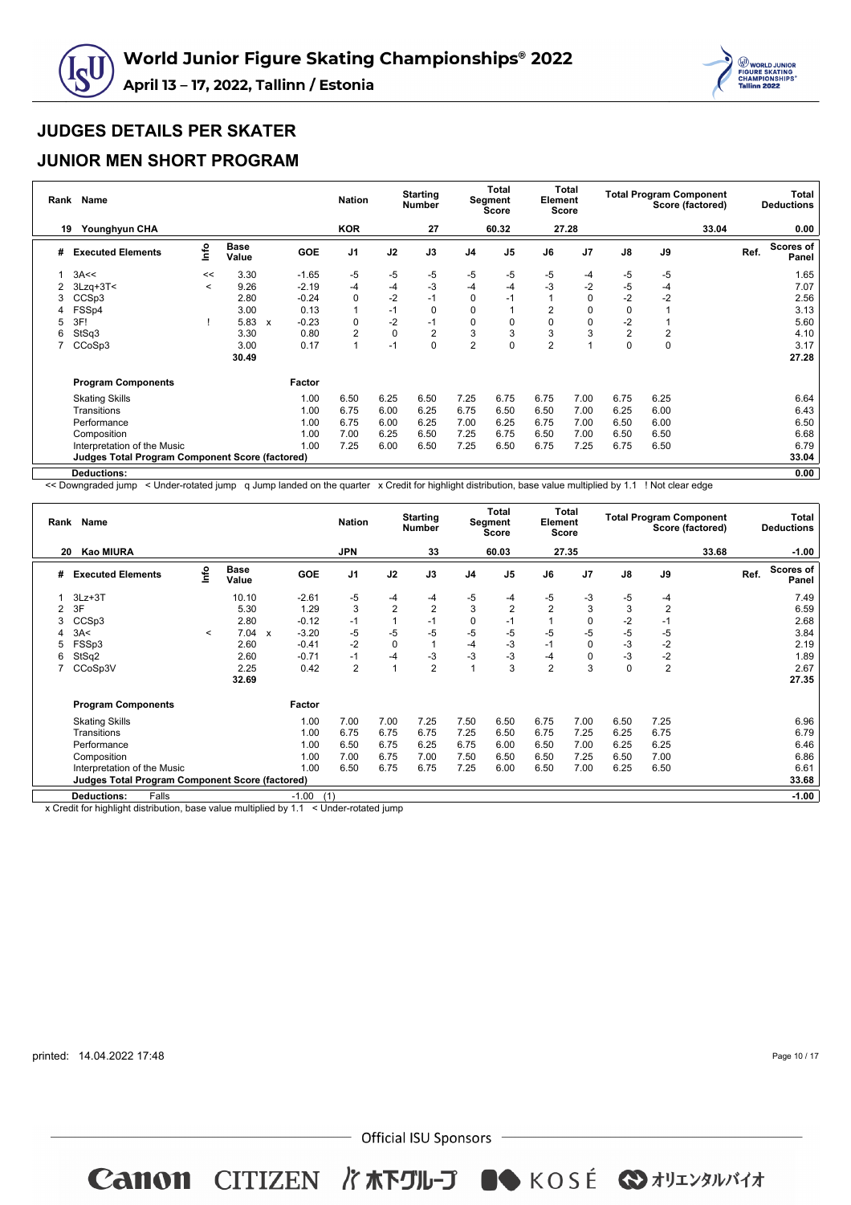# World Junior Figure Skating Championships® 2022

**April 13 – 17, 2022, Tallinn / Estonia**

## JUDGES DETAILS PER SKATER

## JUNIOR MEN SHORT PROGRAM

| Rank | Name | Nation | Starting Number | Total Segment Score | Total Element Score | Total Program Component Score (factored) | Total Deductions |
|---|---|---|---|---|---|---|---|
| 19 | Younghyun CHA | KOR | 27 | 60.32 | 27.28 | 33.04 | 0.00 |

| # | Executed Elements | Info | Base Value | | GOE | J1 | J2 | J3 | J4 | J5 | J6 | J7 | J8 | J9 | Ref. | Scores of Panel |
|---|---|---|---|---|---|---|---|---|---|---|---|---|---|---|---|---|
| 1 | 3A<< | << | 3.30 | | -1.65 | -5 | -5 | -5 | -5 | -5 | -5 | -4 | -5 | -5 | | 1.65 |
| 2 | 3Lzq+3T< | < | 9.26 | | -2.19 | -4 | -4 | -3 | -4 | -4 | -3 | -2 | -5 | -4 | | 7.07 |
| 3 | CCSp3 | | 2.80 | | -0.24 | 0 | -2 | -1 | 0 | -1 | 1 | 0 | -2 | -2 | | 2.56 |
| 4 | FSSp4 | | 3.00 | | 0.13 | 1 | -1 | 0 | 0 | 1 | 2 | 0 | 0 | 1 | | 3.13 |
| 5 | 3F! | ! | 5.83 | x | -0.23 | 0 | -2 | -1 | 0 | 0 | 0 | 0 | -2 | 1 | | 5.60 |
| 6 | StSq3 | | 3.30 | | 0.80 | 2 | 0 | 2 | 3 | 3 | 3 | 3 | 2 | 2 | | 4.10 |
| 7 | CCoSp3 | | 3.00 | | 0.17 | 1 | -1 | 0 | 2 | 0 | 2 | 1 | 0 | 0 | | 3.17 |
| | | | 30.49 | | | | | | | | | | | | | 27.28 |

| Program Components | Factor | J1 | J2 | J3 | J4 | J5 | J6 | J7 | J8 | J9 | Scores of Panel |
|---|---|---|---|---|---|---|---|---|---|---|---|
| Skating Skills | 1.00 | 6.50 | 6.25 | 6.50 | 7.25 | 6.75 | 6.75 | 7.00 | 6.75 | 6.25 | 6.64 |
| Transitions | 1.00 | 6.75 | 6.00 | 6.25 | 6.75 | 6.50 | 6.50 | 7.00 | 6.25 | 6.00 | 6.43 |
| Performance | 1.00 | 6.75 | 6.00 | 6.25 | 7.00 | 6.25 | 6.75 | 7.00 | 6.50 | 6.00 | 6.50 |
| Composition | 1.00 | 7.00 | 6.25 | 6.50 | 7.25 | 6.75 | 6.50 | 7.00 | 6.50 | 6.50 | 6.68 |
| Interpretation of the Music | 1.00 | 7.25 | 6.00 | 6.50 | 7.25 | 6.50 | 6.75 | 7.25 | 6.75 | 6.50 | 6.79 |
| **Judges Total Program Component Score (factored)** | | | | | | | | | | | **33.04** |
| **Deductions:** | | | | | | | | | | | **0.00** |

<< Downgraded jump < Under-rotated jump q Jump landed on the quarter x Credit for highlight distribution, base value multiplied by 1.1 ! Not clear edge

| Rank | Name | Nation | Starting Number | Total Segment Score | Total Element Score | Total Program Component Score (factored) | Total Deductions |
|---|---|---|---|---|---|---|---|
| 20 | Kao MIURA | JPN | 33 | 60.03 | 27.35 | 33.68 | -1.00 |

| # | Executed Elements | Info | Base Value | | GOE | J1 | J2 | J3 | J4 | J5 | J6 | J7 | J8 | J9 | Ref. | Scores of Panel |
|---|---|---|---|---|---|---|---|---|---|---|---|---|---|---|---|---|
| 1 | 3Lz+3T | | 10.10 | | -2.61 | -5 | -4 | -4 | -5 | -4 | -5 | -3 | -5 | -4 | | 7.49 |
| 2 | 3F | | 5.30 | | 1.29 | 3 | 2 | 2 | 3 | 2 | 2 | 3 | 3 | 2 | | 6.59 |
| 3 | CCSp3 | | 2.80 | | -0.12 | -1 | 1 | -1 | 0 | -1 | 1 | 0 | -2 | -1 | | 2.68 |
| 4 | 3A< | < | 7.04 | x | -3.20 | -5 | -5 | -5 | -5 | -5 | -5 | -5 | -5 | -5 | | 3.84 |
| 5 | FSSp3 | | 2.60 | | -0.41 | -2 | 0 | 1 | -4 | -3 | -1 | 0 | -3 | -2 | | 2.19 |
| 6 | StSq2 | | 2.60 | | -0.71 | -1 | -4 | -3 | -3 | -3 | -4 | 0 | -3 | -3 | | 1.89 |
| 7 | CCoSp3V | | 2.25 | | 0.42 | 2 | 1 | 2 | 1 | 3 | 2 | 3 | 0 | 2 | | 2.67 |
| | | | 32.69 | | | | | | | | | | | | | 27.35 |

| Program Components | Factor | J1 | J2 | J3 | J4 | J5 | J6 | J7 | J8 | J9 | Scores of Panel |
|---|---|---|---|---|---|---|---|---|---|---|---|
| Skating Skills | 1.00 | 7.00 | 7.00 | 7.25 | 7.50 | 6.50 | 6.75 | 7.00 | 6.50 | 7.25 | 6.96 |
| Transitions | 1.00 | 6.75 | 6.75 | 6.75 | 7.25 | 6.50 | 6.75 | 7.25 | 6.25 | 6.75 | 6.79 |
| Performance | 1.00 | 6.50 | 6.75 | 6.25 | 6.75 | 6.00 | 6.50 | 7.00 | 6.25 | 6.25 | 6.46 |
| Composition | 1.00 | 7.00 | 6.75 | 7.00 | 7.50 | 6.50 | 6.50 | 7.25 | 6.50 | 7.00 | 6.86 |
| Interpretation of the Music | 1.00 | 6.50 | 6.75 | 6.75 | 7.25 | 6.00 | 6.50 | 7.00 | 6.25 | 6.50 | 6.61 |
| **Judges Total Program Component Score (factored)** | | | | | | | | | | | **33.68** |
| **Deductions:** Falls | -1.00 (1) | | | | | | | | | | **-1.00** |

x Credit for highlight distribution, base value multiplied by 1.1 < Under-rotated jump

printed: 14.04.2022 17:48

Official ISU Sponsors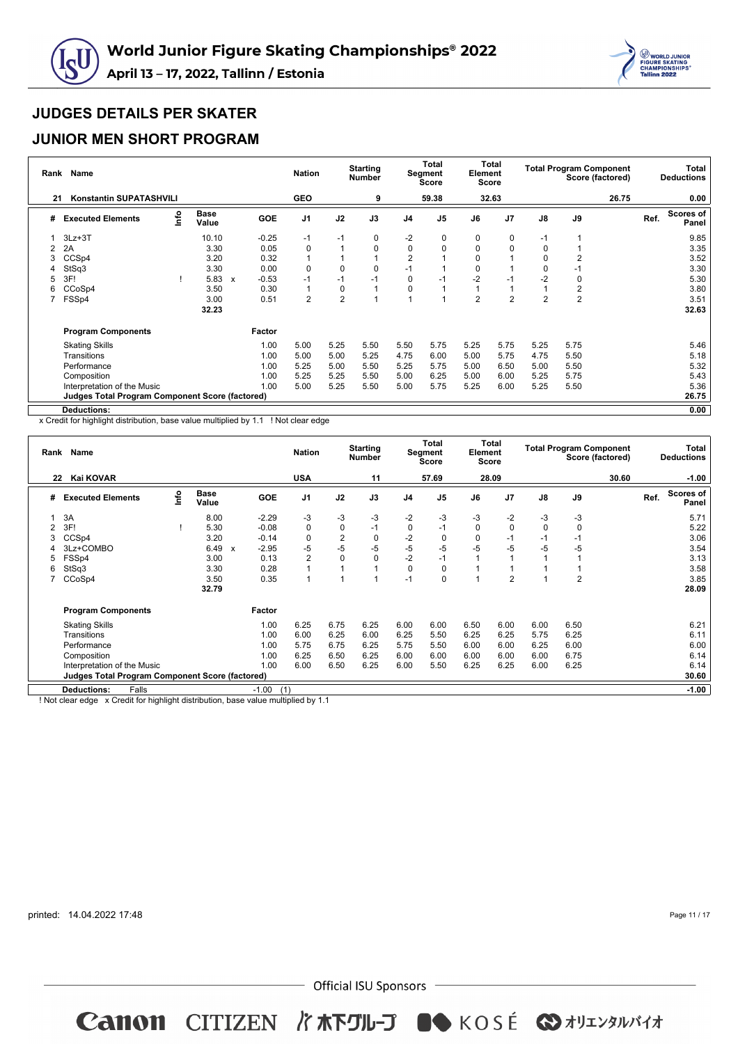# World Junior Figure Skating Championships® 2022

April 13 – 17, 2022, Tallinn / Estonia

## JUDGES DETAILS PER SKATER

## JUNIOR MEN SHORT PROGRAM

| Rank | Name | Nation | Starting Number | Total Segment Score | Total Element Score | Total Program Component Score (factored) | Total Deductions |
|---|---|---|---|---|---|---|---|
| 21 | Konstantin SUPATASHVILI | GEO | 9 | 59.38 | 32.63 | 26.75 | 0.00 |

| # | Executed Elements | Info | Base Value | | GOE | J1 | J2 | J3 | J4 | J5 | J6 | J7 | J8 | J9 | Ref. | Scores of Panel |
|---|---|---|---|---|---|---|---|---|---|---|---|---|---|---|---|---|
| 1 | 3Lz+3T | | 10.10 | | -0.25 | -1 | -1 | 0 | -2 | 0 | 0 | 0 | -1 | 1 | | 9.85 |
| 2 | 2A | | 3.30 | | 0.05 | 0 | 1 | 0 | 0 | 0 | 0 | 0 | 0 | 1 | | 3.35 |
| 3 | CCSp4 | | 3.20 | | 0.32 | 1 | 1 | 1 | 2 | 1 | 0 | 1 | 0 | 2 | | 3.52 |
| 4 | StSq3 | | 3.30 | | 0.00 | 0 | 0 | 0 | -1 | 1 | 0 | 1 | 0 | -1 | | 3.30 |
| 5 | 3F! | ! | 5.83 | x | -0.53 | -1 | -1 | -1 | 0 | -1 | -2 | -1 | -2 | 0 | | 5.30 |
| 6 | CCoSp4 | | 3.50 | | 0.30 | 1 | 0 | 1 | 0 | 1 | 1 | 1 | 1 | 2 | | 3.80 |
| 7 | FSSp4 | | 3.00 | | 0.51 | 2 | 2 | 1 | 1 | 1 | 2 | 2 | 2 | 2 | | 3.51 |
| | | | 32.23 | | | | | | | | | | | | | 32.63 |

| Program Components | Factor | J1 | J2 | J3 | J4 | J5 | J6 | J7 | J8 | J9 | Scores of Panel |
|---|---|---|---|---|---|---|---|---|---|---|---|
| Skating Skills | 1.00 | 5.00 | 5.25 | 5.50 | 5.50 | 5.75 | 5.25 | 5.75 | 5.25 | 5.75 | 5.46 |
| Transitions | 1.00 | 5.00 | 5.00 | 5.25 | 4.75 | 6.00 | 5.00 | 5.75 | 4.75 | 5.50 | 5.18 |
| Performance | 1.00 | 5.25 | 5.00 | 5.50 | 5.25 | 5.75 | 5.00 | 6.50 | 5.00 | 5.50 | 5.32 |
| Composition | 1.00 | 5.25 | 5.25 | 5.50 | 5.00 | 6.25 | 5.00 | 6.00 | 5.25 | 5.75 | 5.43 |
| Interpretation of the Music | 1.00 | 5.00 | 5.25 | 5.50 | 5.00 | 5.75 | 5.25 | 6.00 | 5.25 | 5.50 | 5.36 |
| Judges Total Program Component Score (factored) | | | | | | | | | | | 26.75 |

**Deductions:** 0.00

x Credit for highlight distribution, base value multiplied by 1.1 ! Not clear edge

| Rank | Name | Nation | Starting Number | Total Segment Score | Total Element Score | Total Program Component Score (factored) | Total Deductions |
|---|---|---|---|---|---|---|---|
| 22 | Kai KOVAR | USA | 11 | 57.69 | 28.09 | 30.60 | -1.00 |

| # | Executed Elements | Info | Base Value | | GOE | J1 | J2 | J3 | J4 | J5 | J6 | J7 | J8 | J9 | Ref. | Scores of Panel |
|---|---|---|---|---|---|---|---|---|---|---|---|---|---|---|---|---|
| 1 | 3A | | 8.00 | | -2.29 | -3 | -3 | -3 | -2 | -3 | -3 | -2 | -3 | -3 | | 5.71 |
| 2 | 3F! | ! | 5.30 | | -0.08 | 0 | 0 | -1 | 0 | -1 | 0 | 0 | 0 | 0 | | 5.22 |
| 3 | CCSp4 | | 3.20 | | -0.14 | 0 | 2 | 0 | -2 | 0 | 0 | -1 | -1 | -1 | | 3.06 |
| 4 | 3Lz+COMBO | | 6.49 | x | -2.95 | -5 | -5 | -5 | -5 | -5 | -5 | -5 | -5 | -5 | | 3.54 |
| 5 | FSSp4 | | 3.00 | | 0.13 | 2 | 0 | 0 | -2 | -1 | 1 | 1 | 1 | 1 | | 3.13 |
| 6 | StSq3 | | 3.30 | | 0.28 | 1 | 1 | 1 | 0 | 0 | 1 | 1 | 1 | 1 | | 3.58 |
| 7 | CCoSp4 | | 3.50 | | 0.35 | 1 | 1 | 1 | -1 | 0 | 1 | 2 | 1 | 2 | | 3.85 |
| | | | 32.79 | | | | | | | | | | | | | 28.09 |

| Program Components | Factor | J1 | J2 | J3 | J4 | J5 | J6 | J7 | J8 | J9 | Scores of Panel |
|---|---|---|---|---|---|---|---|---|---|---|---|
| Skating Skills | 1.00 | 6.25 | 6.75 | 6.25 | 6.00 | 6.00 | 6.50 | 6.00 | 6.00 | 6.50 | 6.21 |
| Transitions | 1.00 | 6.00 | 6.25 | 6.00 | 6.25 | 5.50 | 6.25 | 6.25 | 5.75 | 6.25 | 6.11 |
| Performance | 1.00 | 5.75 | 6.75 | 6.25 | 5.75 | 5.50 | 6.00 | 6.00 | 6.25 | 6.00 | 6.00 |
| Composition | 1.00 | 6.25 | 6.50 | 6.25 | 6.00 | 6.00 | 6.00 | 6.00 | 6.00 | 6.75 | 6.14 |
| Interpretation of the Music | 1.00 | 6.00 | 6.50 | 6.25 | 6.00 | 5.50 | 6.25 | 6.25 | 6.00 | 6.25 | 6.14 |
| Judges Total Program Component Score (factored) | | | | | | | | | | | 30.60 |

**Deductions:** Falls -1.00 (1) -1.00

! Not clear edge x Credit for highlight distribution, base value multiplied by 1.1

printed: 14.04.2022 17:48

Official ISU Sponsors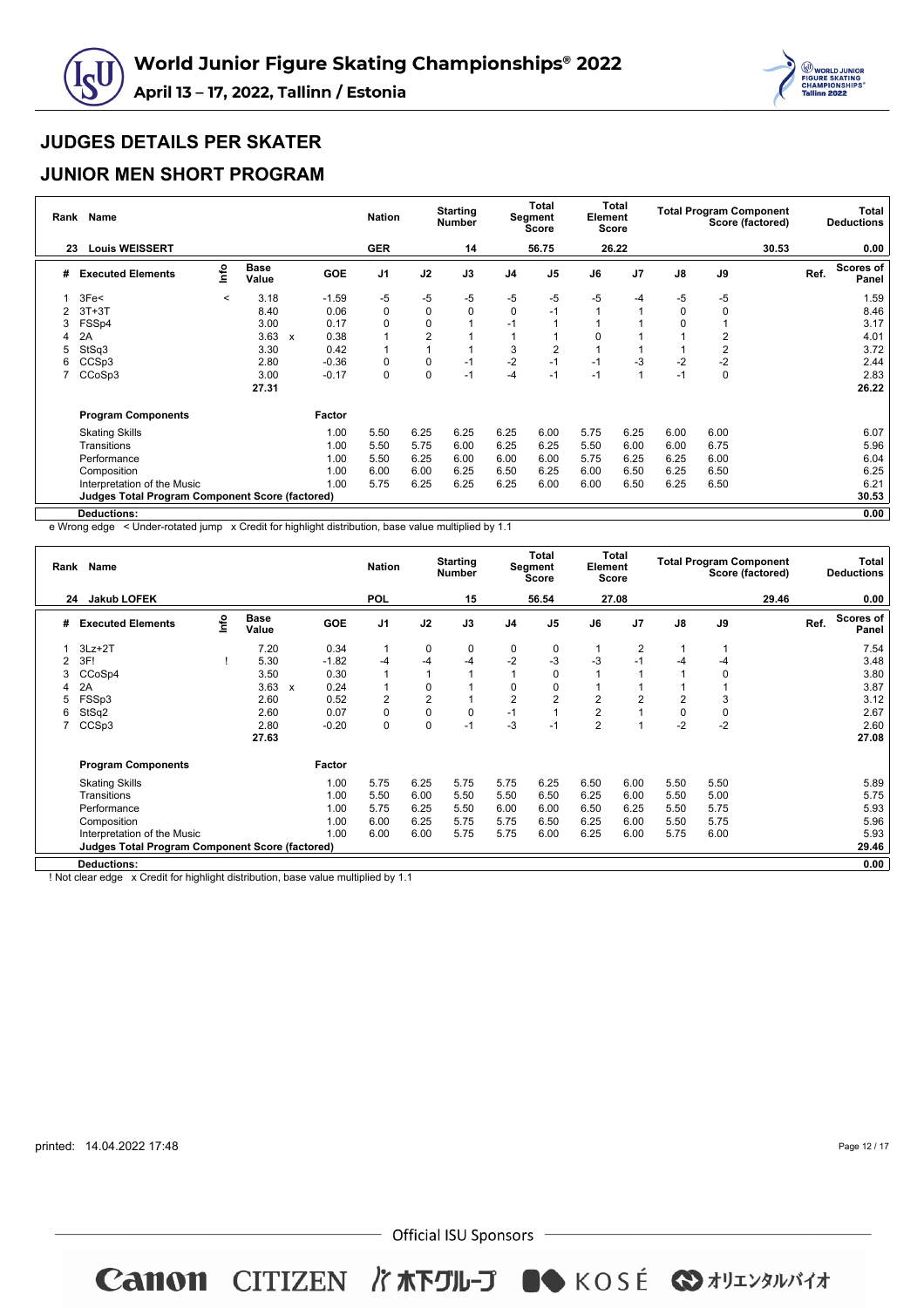# World Junior Figure Skating Championships® 2022

**April 13 – 17, 2022, Tallinn / Estonia**

## JUDGES DETAILS PER SKATER

## JUNIOR MEN SHORT PROGRAM

| Rank | Name | Nation | Starting Number | Total Segment Score | Total Element Score | Total Program Component Score (factored) | Total Deductions |
|---|---|---|---|---|---|---|---|
| 23 | Louis WEISSERT | GER | 14 | 56.75 | 26.22 | 30.53 | 0.00 |

| # | Executed Elements | Info | Base Value | | GOE | J1 | J2 | J3 | J4 | J5 | J6 | J7 | J8 | J9 | Ref. | Scores of Panel |
|---|---|---|---|---|---|---|---|---|---|---|---|---|---|---|---|---|
| 1 | 3Fe< | < | 3.18 | | -1.59 | -5 | -5 | -5 | -5 | -5 | -5 | -4 | -5 | -5 | | 1.59 |
| 2 | 3T+3T | | 8.40 | | 0.06 | 0 | 0 | 0 | 0 | -1 | 1 | 1 | 0 | 0 | | 8.46 |
| 3 | FSSp4 | | 3.00 | | 0.17 | 0 | 0 | 1 | -1 | 1 | 1 | 1 | 0 | 1 | | 3.17 |
| 4 | 2A | | 3.63 | x | 0.38 | 1 | 2 | 1 | 1 | 1 | 0 | 1 | 1 | 2 | | 4.01 |
| 5 | StSq3 | | 3.30 | | 0.42 | 1 | 1 | 1 | 3 | 2 | 1 | 1 | 1 | 2 | | 3.72 |
| 6 | CCSp3 | | 2.80 | | -0.36 | 0 | 0 | -1 | -2 | -1 | -1 | -3 | -2 | -2 | | 2.44 |
| 7 | CCoSp3 | | 3.00 | | -0.17 | 0 | 0 | -1 | -4 | -1 | -1 | 1 | -1 | 0 | | 2.83 |
| | | | 27.31 | | | | | | | | | | | | | 26.22 |

| Program Components | Factor | J1 | J2 | J3 | J4 | J5 | J6 | J7 | J8 | J9 | Scores of Panel |
|---|---|---|---|---|---|---|---|---|---|---|---|
| Skating Skills | 1.00 | 5.50 | 6.25 | 6.25 | 6.25 | 6.00 | 5.75 | 6.25 | 6.00 | 6.00 | 6.07 |
| Transitions | 1.00 | 5.50 | 5.75 | 6.00 | 6.25 | 6.25 | 5.50 | 6.00 | 6.00 | 6.75 | 5.96 |
| Performance | 1.00 | 5.50 | 6.25 | 6.00 | 6.00 | 6.00 | 5.75 | 6.25 | 6.25 | 6.00 | 6.04 |
| Composition | 1.00 | 6.00 | 6.00 | 6.25 | 6.50 | 6.25 | 6.00 | 6.50 | 6.25 | 6.50 | 6.25 |
| Interpretation of the Music | 1.00 | 5.75 | 6.25 | 6.25 | 6.25 | 6.00 | 6.00 | 6.50 | 6.25 | 6.50 | 6.21 |
| **Judges Total Program Component Score (factored)** | | | | | | | | | | | **30.53** |
| **Deductions:** | | | | | | | | | | | **0.00** |

e Wrong edge < Under-rotated jump x Credit for highlight distribution, base value multiplied by 1.1

| Rank | Name | Nation | Starting Number | Total Segment Score | Total Element Score | Total Program Component Score (factored) | Total Deductions |
|---|---|---|---|---|---|---|---|
| 24 | Jakub LOFEK | POL | 15 | 56.54 | 27.08 | 29.46 | 0.00 |

| # | Executed Elements | Info | Base Value | | GOE | J1 | J2 | J3 | J4 | J5 | J6 | J7 | J8 | J9 | Ref. | Scores of Panel |
|---|---|---|---|---|---|---|---|---|---|---|---|---|---|---|---|---|
| 1 | 3Lz+2T | | 7.20 | | 0.34 | 1 | 0 | 0 | 0 | 0 | 1 | 2 | 1 | 1 | | 7.54 |
| 2 | 3F! | ! | 5.30 | | -1.82 | -4 | -4 | -4 | -2 | -3 | -3 | -1 | -4 | -4 | | 3.48 |
| 3 | CCoSp4 | | 3.50 | | 0.30 | 1 | 1 | 1 | 1 | 0 | 1 | 1 | 1 | 0 | | 3.80 |
| 4 | 2A | | 3.63 | x | 0.24 | 1 | 0 | 1 | 0 | 0 | 1 | 1 | 1 | 1 | | 3.87 |
| 5 | FSSp3 | | 2.60 | | 0.52 | 2 | 2 | 1 | 2 | 2 | 2 | 2 | 2 | 3 | | 3.12 |
| 6 | StSq2 | | 2.60 | | 0.07 | 0 | 0 | 0 | -1 | 1 | 2 | 1 | 0 | 0 | | 2.67 |
| 7 | CCSp3 | | 2.80 | | -0.20 | 0 | 0 | -1 | -3 | -1 | 2 | 1 | -2 | -2 | | 2.60 |
| | | | 27.63 | | | | | | | | | | | | | 27.08 |

| Program Components | Factor | J1 | J2 | J3 | J4 | J5 | J6 | J7 | J8 | J9 | Scores of Panel |
|---|---|---|---|---|---|---|---|---|---|---|---|
| Skating Skills | 1.00 | 5.75 | 6.25 | 5.75 | 5.75 | 6.25 | 6.50 | 6.00 | 5.50 | 5.50 | 5.89 |
| Transitions | 1.00 | 5.50 | 6.00 | 5.50 | 5.50 | 6.50 | 6.25 | 6.00 | 5.50 | 5.00 | 5.75 |
| Performance | 1.00 | 5.75 | 6.25 | 5.50 | 6.00 | 6.00 | 6.50 | 6.25 | 5.75 | 5.75 | 5.93 |
| Composition | 1.00 | 6.00 | 6.25 | 5.75 | 5.75 | 6.50 | 6.25 | 6.00 | 5.50 | 5.75 | 5.96 |
| Interpretation of the Music | 1.00 | 6.00 | 6.00 | 5.75 | 5.75 | 6.00 | 6.25 | 6.00 | 5.75 | 6.00 | 5.93 |
| **Judges Total Program Component Score (factored)** | | | | | | | | | | | **29.46** |
| **Deductions:** | | | | | | | | | | | **0.00** |

! Not clear edge x Credit for highlight distribution, base value multiplied by 1.1

printed: 14.04.2022 17:48

Official ISU Sponsors

Canon CITIZEN 木下グループ KOSÉ オリエンタルバイオ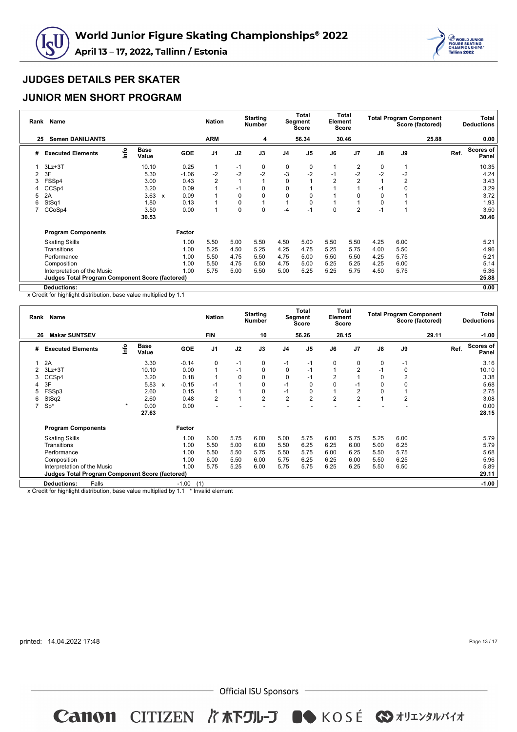# World Junior Figure Skating Championships® 2022

**April 13 – 17, 2022, Tallinn / Estonia**

## JUDGES DETAILS PER SKATER

## JUNIOR MEN SHORT PROGRAM

| Rank | Name | Nation | Starting Number | Total Segment Score | Total Element Score | Total Program Component Score (factored) | Total Deductions |
|---|---|---|---|---|---|---|---|
| 25 | Semen DANILIANTS | ARM | 4 | 56.34 | 30.46 | 25.88 | 0.00 |

| # | Executed Elements | Info | Base Value | | GOE | J1 | J2 | J3 | J4 | J5 | J6 | J7 | J8 | J9 | Ref. | Scores of Panel |
|---|---|---|---|---|---|---|---|---|---|---|---|---|---|---|---|---|
| 1 | 3Lz+3T | | 10.10 | | 0.25 | 1 | -1 | 0 | 0 | 0 | 1 | 2 | 0 | 1 | | 10.35 |
| 2 | 3F | | 5.30 | | -1.06 | -2 | -2 | -2 | -3 | -2 | -1 | -2 | -2 | -2 | | 4.24 |
| 3 | FSSp4 | | 3.00 | | 0.43 | 2 | 1 | 1 | 0 | 1 | 2 | 2 | 1 | 2 | | 3.43 |
| 4 | CCSp4 | | 3.20 | | 0.09 | 1 | -1 | 0 | 0 | 1 | 1 | 1 | -1 | 0 | | 3.29 |
| 5 | 2A | | 3.63 | x | 0.09 | 1 | 0 | 0 | 0 | 0 | 1 | 0 | 0 | 1 | | 3.72 |
| 6 | StSq1 | | 1.80 | | 0.13 | 1 | 0 | 1 | 1 | 0 | 1 | 1 | 0 | 1 | | 1.93 |
| 7 | CCoSp4 | | 3.50 | | 0.00 | 1 | 0 | 0 | -4 | -1 | 0 | 2 | -1 | 1 | | 3.50 |
| | | | 30.53 | | | | | | | | | | | | | 30.46 |

| Program Components | Factor | J1 | J2 | J3 | J4 | J5 | J6 | J7 | J8 | J9 | Scores of Panel |
|---|---|---|---|---|---|---|---|---|---|---|---|
| Skating Skills | 1.00 | 5.50 | 5.00 | 5.50 | 4.50 | 5.00 | 5.50 | 5.50 | 4.25 | 6.00 | 5.21 |
| Transitions | 1.00 | 5.25 | 4.50 | 5.25 | 4.25 | 4.75 | 5.25 | 5.75 | 4.00 | 5.50 | 4.96 |
| Performance | 1.00 | 5.50 | 4.75 | 5.50 | 4.75 | 5.00 | 5.50 | 5.50 | 4.25 | 5.75 | 5.21 |
| Composition | 1.00 | 5.50 | 4.75 | 5.50 | 4.75 | 5.00 | 5.25 | 5.25 | 4.25 | 6.00 | 5.14 |
| Interpretation of the Music | 1.00 | 5.75 | 5.00 | 5.50 | 5.00 | 5.25 | 5.25 | 5.75 | 4.50 | 5.75 | 5.36 |
| **Judges Total Program Component Score (factored)** | | | | | | | | | | | **25.88** |
| **Deductions:** | | | | | | | | | | | **0.00** |

x Credit for highlight distribution, base value multiplied by 1.1

| Rank | Name | Nation | Starting Number | Total Segment Score | Total Element Score | Total Program Component Score (factored) | Total Deductions |
|---|---|---|---|---|---|---|---|
| 26 | Makar SUNTSEV | FIN | 10 | 56.26 | 28.15 | 29.11 | -1.00 |

| # | Executed Elements | Info | Base Value | | GOE | J1 | J2 | J3 | J4 | J5 | J6 | J7 | J8 | J9 | Ref. | Scores of Panel |
|---|---|---|---|---|---|---|---|---|---|---|---|---|---|---|---|---|
| 1 | 2A | | 3.30 | | -0.14 | 0 | -1 | 0 | -1 | -1 | 0 | 0 | 0 | -1 | | 3.16 |
| 2 | 3Lz+3T | | 10.10 | | 0.00 | 1 | -1 | 0 | 0 | -1 | 1 | 2 | -1 | 0 | | 10.10 |
| 3 | CCSp4 | | 3.20 | | 0.18 | 1 | 0 | 0 | 0 | -1 | 2 | 1 | 0 | 2 | | 3.38 |
| 4 | 3F | | 5.83 | x | -0.15 | -1 | 1 | 0 | -1 | 0 | 0 | -1 | 0 | 0 | | 5.68 |
| 5 | FSSp3 | | 2.60 | | 0.15 | 1 | 1 | 0 | -1 | 0 | 1 | 2 | 0 | 1 | | 2.75 |
| 6 | StSq2 | | 2.60 | | 0.48 | 2 | 1 | 2 | 2 | 2 | 2 | 2 | 1 | 2 | | 3.08 |
| 7 | Sp* | * | 0.00 | | 0.00 | - | - | - | - | - | - | - | - | - | | 0.00 |
| | | | 27.63 | | | | | | | | | | | | | 28.15 |

| Program Components | Factor | J1 | J2 | J3 | J4 | J5 | J6 | J7 | J8 | J9 | Scores of Panel |
|---|---|---|---|---|---|---|---|---|---|---|---|
| Skating Skills | 1.00 | 6.00 | 5.75 | 6.00 | 5.00 | 5.75 | 6.00 | 5.75 | 5.25 | 6.00 | 5.79 |
| Transitions | 1.00 | 5.50 | 5.00 | 6.00 | 5.50 | 6.25 | 6.25 | 6.00 | 5.00 | 6.25 | 5.79 |
| Performance | 1.00 | 5.50 | 5.50 | 5.75 | 5.50 | 5.75 | 6.00 | 6.25 | 5.50 | 5.75 | 5.68 |
| Composition | 1.00 | 6.00 | 5.50 | 6.00 | 5.75 | 6.25 | 6.25 | 6.00 | 5.50 | 6.25 | 5.96 |
| Interpretation of the Music | 1.00 | 5.75 | 5.25 | 6.00 | 5.75 | 5.75 | 6.25 | 6.25 | 5.50 | 6.50 | 5.89 |
| **Judges Total Program Component Score (factored)** | | | | | | | | | | | **29.11** |
| **Deductions:** Falls | -1.00 (1) | | | | | | | | | | **-1.00** |

x Credit for highlight distribution, base value multiplied by 1.1 * Invalid element

printed: 14.04.2022 17:48

Official ISU Sponsors

Canon CITIZEN 木下グループ KOSÉ オリエンタルバイオ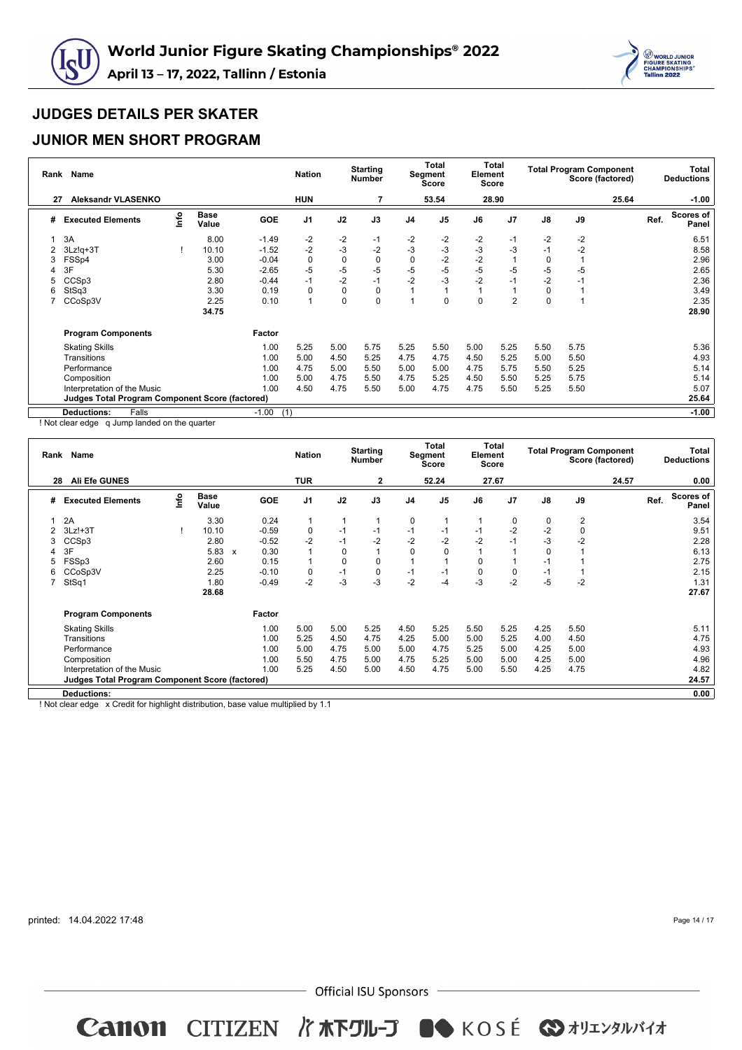# World Junior Figure Skating Championships® 2022

**April 13 – 17, 2022, Tallinn / Estonia**

## JUDGES DETAILS PER SKATER

## JUNIOR MEN SHORT PROGRAM

| Rank | Name | Nation | Starting Number | Total Segment Score | Total Element Score | Total Program Component Score (factored) | Total Deductions |
|---|---|---|---|---|---|---|---|
| 27 | Aleksandr VLASENKO | HUN | 7 | 53.54 | 28.90 | 25.64 | -1.00 |

| # | Executed Elements | Info | Base Value | | GOE | J1 | J2 | J3 | J4 | J5 | J6 | J7 | J8 | J9 | Ref. | Scores of Panel |
|---|---|---|---|---|---|---|---|---|---|---|---|---|---|---|---|---|
| 1 | 3A | | 8.00 | | -1.49 | -2 | -2 | -1 | -2 | -2 | -2 | -1 | -2 | -2 | | 6.51 |
| 2 | 3Lz!q+3T | ! | 10.10 | | -1.52 | -2 | -3 | -2 | -3 | -3 | -3 | -3 | -1 | -2 | | 8.58 |
| 3 | FSSp4 | | 3.00 | | -0.04 | 0 | 0 | 0 | 0 | -2 | -2 | 1 | 0 | 1 | | 2.96 |
| 4 | 3F | | 5.30 | | -2.65 | -5 | -5 | -5 | -5 | -5 | -5 | -5 | -5 | -5 | | 2.65 |
| 5 | CCSp3 | | 2.80 | | -0.44 | -1 | -2 | -1 | -2 | -3 | -2 | -1 | -2 | -1 | | 2.36 |
| 6 | StSq3 | | 3.30 | | 0.19 | 0 | 0 | 0 | 1 | 1 | 1 | 1 | 0 | 1 | | 3.49 |
| 7 | CCoSp3V | | 2.25 | | 0.10 | 1 | 0 | 0 | 1 | 0 | 0 | 2 | 0 | 1 | | 2.35 |
| | | | 34.75 | | | | | | | | | | | | | 28.90 |

| Program Components | Factor | J1 | J2 | J3 | J4 | J5 | J6 | J7 | J8 | J9 | Scores of Panel |
|---|---|---|---|---|---|---|---|---|---|---|---|
| Skating Skills | 1.00 | 5.25 | 5.00 | 5.75 | 5.25 | 5.50 | 5.00 | 5.25 | 5.50 | 5.75 | 5.36 |
| Transitions | 1.00 | 5.00 | 4.50 | 5.25 | 4.75 | 4.75 | 4.50 | 5.25 | 5.00 | 5.50 | 4.93 |
| Performance | 1.00 | 4.75 | 5.00 | 5.50 | 5.00 | 5.00 | 4.75 | 5.75 | 5.50 | 5.25 | 5.14 |
| Composition | 1.00 | 5.00 | 4.75 | 5.50 | 4.75 | 5.25 | 4.50 | 5.50 | 5.25 | 5.75 | 5.14 |
| Interpretation of the Music | 1.00 | 4.50 | 4.75 | 5.50 | 5.00 | 4.75 | 4.75 | 5.50 | 5.25 | 5.50 | 5.07 |
| **Judges Total Program Component Score (factored)** | | | | | | | | | | | **25.64** |
| **Deductions:** Falls | -1.00 (1) | | | | | | | | | | **-1.00** |

! Not clear edge q Jump landed on the quarter

| Rank | Name | Nation | Starting Number | Total Segment Score | Total Element Score | Total Program Component Score (factored) | Total Deductions |
|---|---|---|---|---|---|---|---|
| 28 | Ali Efe GUNES | TUR | 2 | 52.24 | 27.67 | 24.57 | 0.00 |

| # | Executed Elements | Info | Base Value | | GOE | J1 | J2 | J3 | J4 | J5 | J6 | J7 | J8 | J9 | Ref. | Scores of Panel |
|---|---|---|---|---|---|---|---|---|---|---|---|---|---|---|---|---|
| 1 | 2A | | 3.30 | | 0.24 | 1 | 1 | 1 | 0 | 1 | 1 | 0 | 0 | 2 | | 3.54 |
| 2 | 3Lz!+3T | ! | 10.10 | | -0.59 | 0 | -1 | -1 | -1 | -1 | -1 | -2 | -2 | 0 | | 9.51 |
| 3 | CCSp3 | | 2.80 | | -0.52 | -2 | -1 | -2 | -2 | -2 | -2 | -1 | -3 | -2 | | 2.28 |
| 4 | 3F | | 5.83 | x | 0.30 | 1 | 0 | 1 | 0 | 0 | 1 | 1 | 0 | 1 | | 6.13 |
| 5 | FSSp3 | | 2.60 | | 0.15 | 1 | 0 | 0 | 1 | 1 | 0 | 1 | -1 | 1 | | 2.75 |
| 6 | CCoSp3V | | 2.25 | | -0.10 | 0 | -1 | 0 | -1 | -1 | 0 | 0 | -1 | 1 | | 2.15 |
| 7 | StSq1 | | 1.80 | | -0.49 | -2 | -3 | -3 | -2 | -4 | -3 | -2 | -5 | -2 | | 1.31 |
| | | | 28.68 | | | | | | | | | | | | | 27.67 |

| Program Components | Factor | J1 | J2 | J3 | J4 | J5 | J6 | J7 | J8 | J9 | Scores of Panel |
|---|---|---|---|---|---|---|---|---|---|---|---|
| Skating Skills | 1.00 | 5.00 | 5.00 | 5.25 | 4.50 | 5.25 | 5.50 | 5.25 | 4.25 | 5.50 | 5.11 |
| Transitions | 1.00 | 5.25 | 4.50 | 4.75 | 4.25 | 5.00 | 5.00 | 5.25 | 4.00 | 4.50 | 4.75 |
| Performance | 1.00 | 5.00 | 4.75 | 5.00 | 5.00 | 4.75 | 5.25 | 5.00 | 4.25 | 5.00 | 4.93 |
| Composition | 1.00 | 5.50 | 4.75 | 5.00 | 4.75 | 5.25 | 5.00 | 5.00 | 4.25 | 5.00 | 4.96 |
| Interpretation of the Music | 1.00 | 5.25 | 4.50 | 5.00 | 4.50 | 4.75 | 5.00 | 5.50 | 4.25 | 4.75 | 4.82 |
| **Judges Total Program Component Score (factored)** | | | | | | | | | | | **24.57** |
| **Deductions:** | | | | | | | | | | | **0.00** |

! Not clear edge x Credit for highlight distribution, base value multiplied by 1.1

printed: 14.04.2022 17:48

Official ISU Sponsors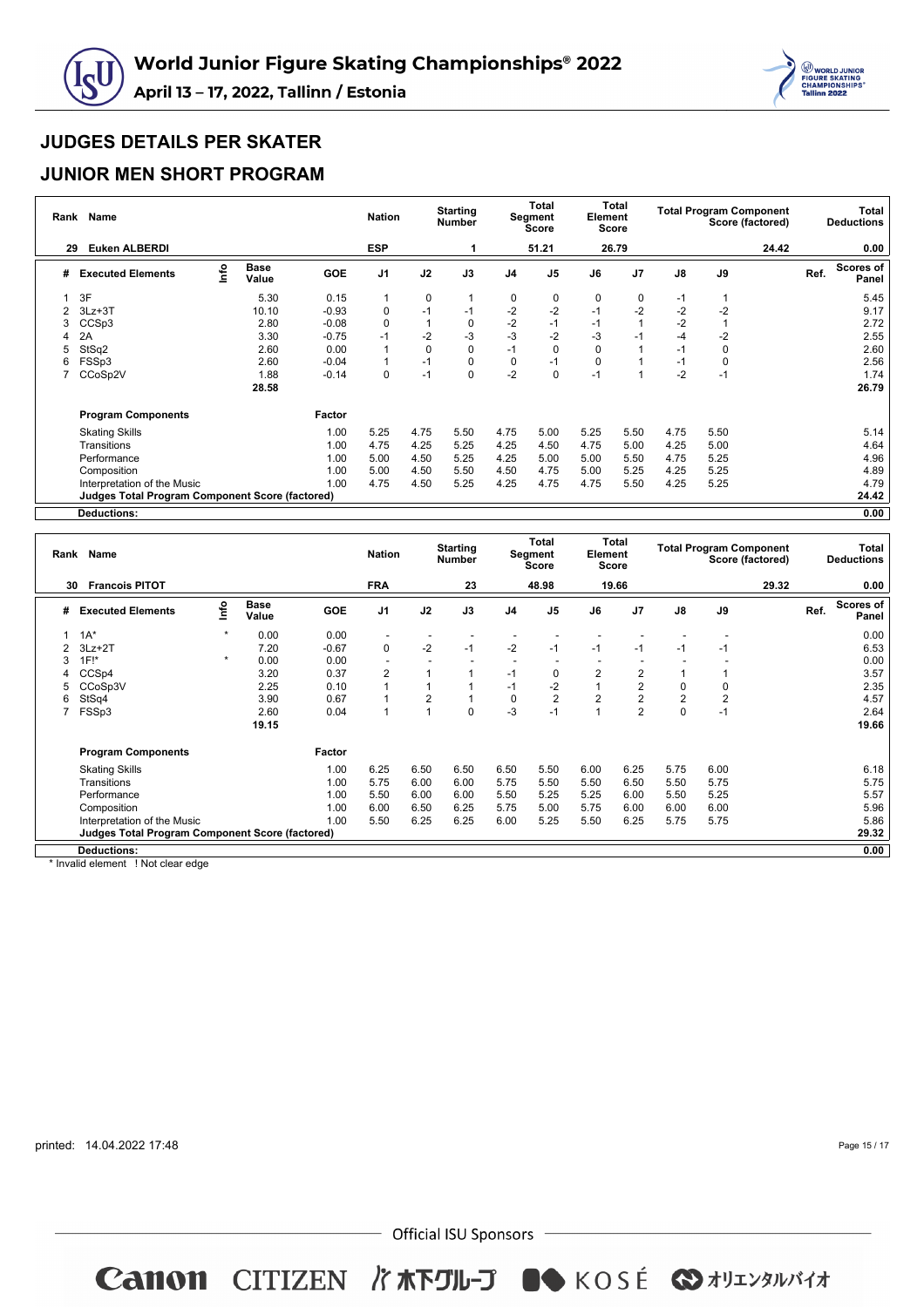## JUDGES DETAILS PER SKATER

## JUNIOR MEN SHORT PROGRAM

| Rank | Name | Nation | Starting Number | Total Segment Score | Total Element Score | Total Program Component Score (factored) | Total Deductions |
|---|---|---|---|---|---|---|---|
| 29 | Euken ALBERDI | ESP | 1 | 51.21 | 26.79 | 24.42 | 0.00 |

| # | Executed Elements | Info | Base Value | GOE | J1 | J2 | J3 | J4 | J5 | J6 | J7 | J8 | J9 | Ref. | Scores of Panel |
|---|---|---|---|---|---|---|---|---|---|---|---|---|---|---|---|
| 1 | 3F | | 5.30 | 0.15 | 1 | 0 | 1 | 0 | 0 | 0 | 0 | -1 | 1 | | 5.45 |
| 2 | 3Lz+3T | | 10.10 | -0.93 | 0 | -1 | -1 | -2 | -2 | -1 | -2 | -2 | -2 | | 9.17 |
| 3 | CCSp3 | | 2.80 | -0.08 | 0 | 1 | 0 | -2 | -1 | -1 | 1 | -2 | 1 | | 2.72 |
| 4 | 2A | | 3.30 | -0.75 | -1 | -2 | -3 | -3 | -2 | -3 | -1 | -4 | -2 | | 2.55 |
| 5 | StSq2 | | 2.60 | 0.00 | 1 | 0 | 0 | -1 | 0 | 0 | 1 | -1 | 0 | | 2.60 |
| 6 | FSSp3 | | 2.60 | -0.04 | 1 | -1 | 0 | 0 | -1 | 0 | 1 | -1 | 0 | | 2.56 |
| 7 | CCoSp2V | | 1.88 | -0.14 | 0 | -1 | 0 | -2 | 0 | -1 | 1 | -2 | -1 | | 1.74 |
| | | | 28.58 | | | | | | | | | | | | 26.79 |

| Program Components | Factor | J1 | J2 | J3 | J4 | J5 | J6 | J7 | J8 | J9 | Scores of Panel |
|---|---|---|---|---|---|---|---|---|---|---|---|
| Skating Skills | 1.00 | 5.25 | 4.75 | 5.50 | 4.75 | 5.00 | 5.25 | 5.50 | 4.75 | 5.50 | 5.14 |
| Transitions | 1.00 | 4.75 | 4.25 | 5.25 | 4.25 | 4.50 | 4.75 | 5.00 | 4.25 | 5.00 | 4.64 |
| Performance | 1.00 | 5.00 | 4.50 | 5.25 | 4.25 | 5.00 | 5.00 | 5.50 | 4.75 | 5.25 | 4.96 |
| Composition | 1.00 | 5.00 | 4.50 | 5.50 | 4.50 | 4.75 | 5.00 | 5.25 | 4.25 | 5.25 | 4.89 |
| Interpretation of the Music | 1.00 | 4.75 | 4.50 | 5.25 | 4.25 | 4.75 | 4.75 | 5.50 | 4.25 | 5.25 | 4.79 |
| Judges Total Program Component Score (factored) | | | | | | | | | | | 24.42 |
| Deductions: | | | | | | | | | | | 0.00 |

| Rank | Name | Nation | Starting Number | Total Segment Score | Total Element Score | Total Program Component Score (factored) | Total Deductions |
|---|---|---|---|---|---|---|---|
| 30 | Francois PITOT | FRA | 23 | 48.98 | 19.66 | 29.32 | 0.00 |

| # | Executed Elements | Info | Base Value | GOE | J1 | J2 | J3 | J4 | J5 | J6 | J7 | J8 | J9 | Ref. | Scores of Panel |
|---|---|---|---|---|---|---|---|---|---|---|---|---|---|---|---|
| 1 | 1A* | * | 0.00 | 0.00 | - | - | - | - | - | - | - | - | - | | 0.00 |
| 2 | 3Lz+2T | | 7.20 | -0.67 | 0 | -2 | -1 | -2 | -1 | -1 | -1 | -1 | -1 | | 6.53 |
| 3 | 1F!* | * | 0.00 | 0.00 | - | - | - | - | - | - | - | - | - | | 0.00 |
| 4 | CCSp4 | | 3.20 | 0.37 | 2 | 1 | 1 | -1 | 0 | 2 | 2 | 1 | 1 | | 3.57 |
| 5 | CCoSp3V | | 2.25 | 0.10 | 1 | 1 | 1 | -1 | -2 | 1 | 2 | 0 | 0 | | 2.35 |
| 6 | StSq4 | | 3.90 | 0.67 | 1 | 2 | 1 | 0 | 2 | 2 | 2 | 2 | 2 | | 4.57 |
| 7 | FSSp3 | | 2.60 | 0.04 | 1 | 1 | 0 | -3 | -1 | 1 | 2 | 0 | -1 | | 2.64 |
| | | | 19.15 | | | | | | | | | | | | 19.66 |

| Program Components | Factor | J1 | J2 | J3 | J4 | J5 | J6 | J7 | J8 | J9 | Scores of Panel |
|---|---|---|---|---|---|---|---|---|---|---|---|
| Skating Skills | 1.00 | 6.25 | 6.50 | 6.50 | 6.50 | 5.50 | 6.00 | 6.25 | 5.75 | 6.00 | 6.18 |
| Transitions | 1.00 | 5.75 | 6.00 | 6.00 | 5.75 | 5.50 | 5.50 | 6.50 | 5.50 | 5.75 | 5.75 |
| Performance | 1.00 | 5.50 | 6.00 | 6.00 | 5.50 | 5.25 | 5.25 | 6.00 | 5.50 | 5.25 | 5.57 |
| Composition | 1.00 | 6.00 | 6.50 | 6.25 | 5.75 | 5.00 | 5.75 | 6.00 | 6.00 | 6.00 | 5.96 |
| Interpretation of the Music | 1.00 | 5.50 | 6.25 | 6.25 | 6.00 | 5.25 | 5.50 | 6.25 | 5.75 | 5.75 | 5.86 |
| Judges Total Program Component Score (factored) | | | | | | | | | | | 29.32 |
| Deductions: | | | | | | | | | | | 0.00 |

\* Invalid element ! Not clear edge

printed: 14.04.2022 17:48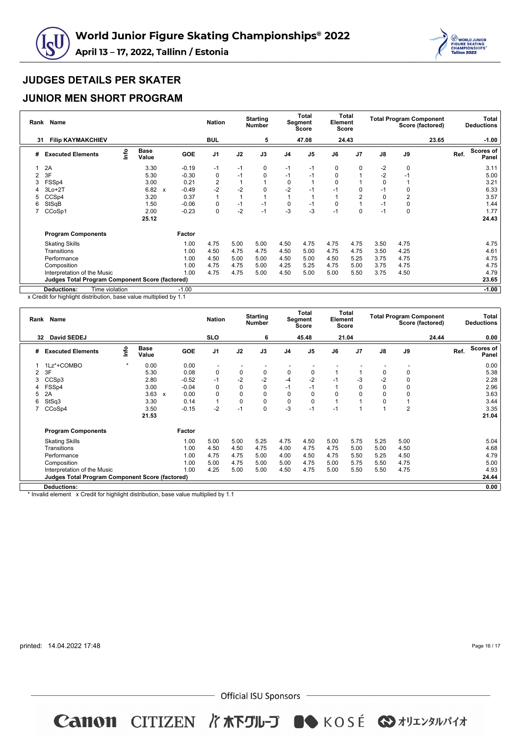# World Junior Figure Skating Championships® 2022

**April 13 – 17, 2022, Tallinn / Estonia**

## JUDGES DETAILS PER SKATER

## JUNIOR MEN SHORT PROGRAM

| Rank | Name | Nation | Starting Number | Total Segment Score | Total Element Score | Total Program Component Score (factored) | Total Deductions |
|---|---|---|---|---|---|---|---|
| 31 | Filip KAYMAKCHIEV | BUL | 5 | 47.08 | 24.43 | 23.65 | -1.00 |

| # | Executed Elements | Info | Base Value | | GOE | J1 | J2 | J3 | J4 | J5 | J6 | J7 | J8 | J9 | Ref. | Scores of Panel |
|---|---|---|---|---|---|---|---|---|---|---|---|---|---|---|---|---|
| 1 | 2A | | 3.30 | | -0.19 | -1 | -1 | 0 | -1 | -1 | 0 | 0 | -2 | 0 | | 3.11 |
| 2 | 3F | | 5.30 | | -0.30 | 0 | -1 | 0 | -1 | -1 | 0 | 1 | -2 | -1 | | 5.00 |
| 3 | FSSp4 | | 3.00 | | 0.21 | 2 | 1 | 1 | 0 | 1 | 0 | 1 | 0 | 1 | | 3.21 |
| 4 | 3Lo+2T | | 6.82 | x | -0.49 | -2 | -2 | 0 | -2 | -1 | -1 | 0 | -1 | 0 | | 6.33 |
| 5 | CCSp4 | | 3.20 | | 0.37 | 1 | 1 | 1 | 1 | 1 | 1 | 2 | 0 | 2 | | 3.57 |
| 6 | StSqB | | 1.50 | | -0.06 | 0 | -1 | -1 | 0 | -1 | 0 | 1 | -1 | 0 | | 1.44 |
| 7 | CCoSp1 | | 2.00 | | -0.23 | 0 | -2 | -1 | -3 | -3 | -1 | 0 | -1 | 0 | | 1.77 |
| | | | 25.12 | | | | | | | | | | | | | 24.43 |

| Program Components | Factor | J1 | J2 | J3 | J4 | J5 | J6 | J7 | J8 | J9 | Scores of Panel |
|---|---|---|---|---|---|---|---|---|---|---|---|
| Skating Skills | 1.00 | 4.75 | 5.00 | 5.00 | 4.50 | 4.75 | 4.75 | 4.75 | 3.50 | 4.75 | 4.75 |
| Transitions | 1.00 | 4.50 | 4.75 | 4.75 | 4.50 | 5.00 | 4.75 | 4.75 | 3.50 | 4.25 | 4.61 |
| Performance | 1.00 | 4.50 | 5.00 | 5.00 | 4.50 | 5.00 | 4.50 | 5.25 | 3.75 | 4.75 | 4.75 |
| Composition | 1.00 | 4.75 | 4.75 | 5.00 | 4.25 | 5.25 | 4.75 | 5.00 | 3.75 | 4.75 | 4.75 |
| Interpretation of the Music | 1.00 | 4.75 | 4.75 | 5.00 | 4.50 | 5.00 | 5.00 | 5.50 | 3.75 | 4.50 | 4.79 |
| **Judges Total Program Component Score (factored)** | | | | | | | | | | | **23.65** |
| **Deductions:** Time violation | -1.00 | | | | | | | | | | **-1.00** |

x Credit for highlight distribution, base value multiplied by 1.1

| Rank | Name | Nation | Starting Number | Total Segment Score | Total Element Score | Total Program Component Score (factored) | Total Deductions |
|---|---|---|---|---|---|---|---|
| 32 | David SEDEJ | SLO | 6 | 45.48 | 21.04 | 24.44 | 0.00 |

| # | Executed Elements | Info | Base Value | | GOE | J1 | J2 | J3 | J4 | J5 | J6 | J7 | J8 | J9 | Ref. | Scores of Panel |
|---|---|---|---|---|---|---|---|---|---|---|---|---|---|---|---|---|
| 1 | 1Lz*+COMBO | * | 0.00 | | 0.00 | - | - | - | - | - | - | - | - | - | | 0.00 |
| 2 | 3F | | 5.30 | | 0.08 | 0 | 0 | 0 | 0 | 0 | 1 | 1 | 0 | 0 | | 5.38 |
| 3 | CCSp3 | | 2.80 | | -0.52 | -1 | -2 | -2 | -4 | -2 | -1 | -3 | -2 | 0 | | 2.28 |
| 4 | FSSp4 | | 3.00 | | -0.04 | 0 | 0 | 0 | -1 | -1 | 1 | 0 | 0 | 0 | | 2.96 |
| 5 | 2A | | 3.63 | x | 0.00 | 0 | 0 | 0 | 0 | 0 | 0 | 0 | 0 | 0 | | 3.63 |
| 6 | StSq3 | | 3.30 | | 0.14 | 1 | 0 | 0 | 0 | 0 | 1 | 1 | 0 | 1 | | 3.44 |
| 7 | CCoSp4 | | 3.50 | | -0.15 | -2 | -1 | 0 | -3 | -1 | -1 | 1 | 1 | 2 | | 3.35 |
| | | | 21.53 | | | | | | | | | | | | | 21.04 |

| Program Components | Factor | J1 | J2 | J3 | J4 | J5 | J6 | J7 | J8 | J9 | Scores of Panel |
|---|---|---|---|---|---|---|---|---|---|---|---|
| Skating Skills | 1.00 | 5.00 | 5.00 | 5.25 | 4.75 | 4.50 | 5.00 | 5.75 | 5.25 | 5.00 | 5.04 |
| Transitions | 1.00 | 4.50 | 4.50 | 4.75 | 4.00 | 4.75 | 4.75 | 5.00 | 5.00 | 4.50 | 4.68 |
| Performance | 1.00 | 4.75 | 4.75 | 5.00 | 4.00 | 4.50 | 4.75 | 5.50 | 5.25 | 4.50 | 4.79 |
| Composition | 1.00 | 5.00 | 4.75 | 5.00 | 5.00 | 4.75 | 5.00 | 5.75 | 5.50 | 4.75 | 5.00 |
| Interpretation of the Music | 1.00 | 4.25 | 5.00 | 5.00 | 4.50 | 4.75 | 5.00 | 5.50 | 5.50 | 4.75 | 4.93 |
| **Judges Total Program Component Score (factored)** | | | | | | | | | | | **24.44** |
| **Deductions:** | | | | | | | | | | | **0.00** |

\* Invalid element x Credit for highlight distribution, base value multiplied by 1.1

printed: 14.04.2022 17:48

Official ISU Sponsors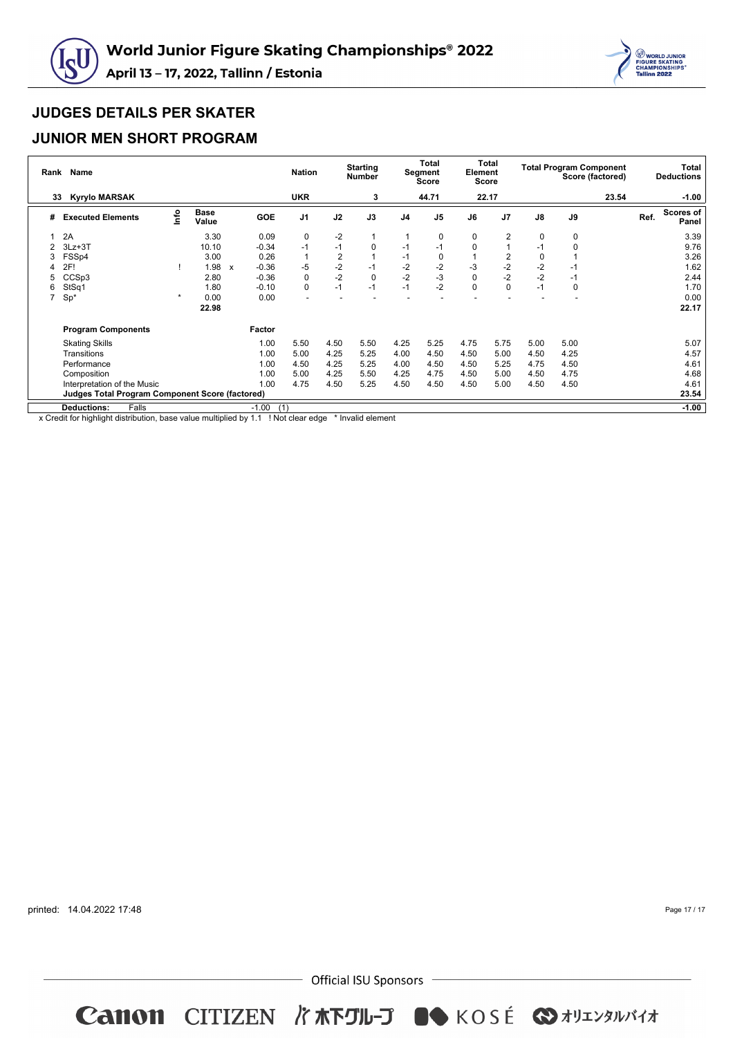# World Junior Figure Skating Championships® 2022

April 13 – 17, 2022, Tallinn / Estonia

## JUDGES DETAILS PER SKATER

## JUNIOR MEN SHORT PROGRAM

| Rank | Name | Nation | Starting Number | Total Segment Score | Total Element Score | Total Program Component Score (factored) | Total Deductions |
|---|---|---|---|---|---|---|---|
| 33 | Kyrylo MARSAK | UKR | 3 | 44.71 | 22.17 | 23.54 | -1.00 |

| # | Executed Elements | Info | Base Value | | GOE | J1 | J2 | J3 | J4 | J5 | J6 | J7 | J8 | J9 | Ref. | Scores of Panel |
|---|---|---|---|---|---|---|---|---|---|---|---|---|---|---|---|---|
| 1 | 2A | | 3.30 | | 0.09 | 0 | -2 | 1 | 1 | 0 | 0 | 2 | 0 | 0 | | 3.39 |
| 2 | 3Lz+3T | | 10.10 | | -0.34 | -1 | -1 | 0 | -1 | -1 | 0 | 1 | -1 | 0 | | 9.76 |
| 3 | FSSp4 | | 3.00 | | 0.26 | 1 | 2 | 1 | -1 | 0 | 1 | 2 | 0 | 1 | | 3.26 |
| 4 | 2F! | ! | 1.98 | x | -0.36 | -5 | -2 | -1 | -2 | -2 | -3 | -2 | -2 | -1 | | 1.62 |
| 5 | CCSp3 | | 2.80 | | -0.36 | 0 | -2 | 0 | -2 | -3 | 0 | -2 | -2 | -1 | | 2.44 |
| 6 | StSq1 | | 1.80 | | -0.10 | 0 | -1 | -1 | -1 | -2 | 0 | 0 | -1 | 0 | | 1.70 |
| 7 | Sp* | * | 0.00 | | 0.00 | - | - | - | - | - | - | - | - | - | | 0.00 |
| | | | 22.98 | | | | | | | | | | | | | 22.17 |

| Program Components | Factor | J1 | J2 | J3 | J4 | J5 | J6 | J7 | J8 | J9 | Scores of Panel |
|---|---|---|---|---|---|---|---|---|---|---|---|
| Skating Skills | 1.00 | 5.50 | 4.50 | 5.50 | 4.25 | 5.25 | 4.75 | 5.75 | 5.00 | 5.00 | 5.07 |
| Transitions | 1.00 | 5.00 | 4.25 | 5.25 | 4.00 | 4.50 | 4.50 | 5.00 | 4.50 | 4.25 | 4.57 |
| Performance | 1.00 | 4.50 | 4.25 | 5.25 | 4.00 | 4.50 | 4.50 | 5.25 | 4.75 | 4.50 | 4.61 |
| Composition | 1.00 | 5.00 | 4.25 | 5.50 | 4.25 | 4.75 | 4.50 | 5.00 | 4.50 | 4.75 | 4.68 |
| Interpretation of the Music | 1.00 | 4.75 | 4.50 | 5.25 | 4.50 | 4.50 | 4.50 | 5.00 | 4.50 | 4.50 | 4.61 |
| **Judges Total Program Component Score (factored)** | | | | | | | | | | | **23.54** |

| Deductions: | Falls | -1.00 (1) | -1.00 |
|---|---|---|---|

x Credit for highlight distribution, base value multiplied by 1.1 ! Not clear edge * Invalid element

printed: 14.04.2022 17:48

Official ISU Sponsors